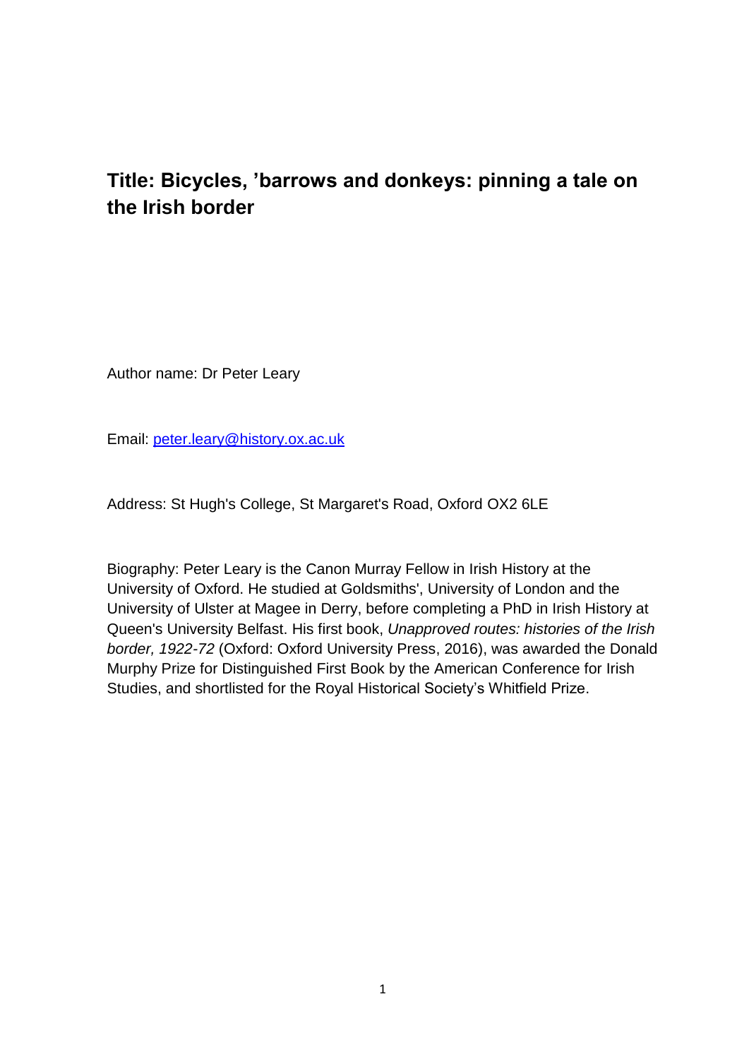# Title: Bicycles, ’barrows and donkeys: pinning a tale on the Irish border

Author name: Dr Peter Leary

Email: [peter.leary@history.ox.ac.uk](mailto:peter.leary@history.ox.ac.uk)

Address: St Hugh's College, St Margaret's Road, Oxford OX2 6LE

Biography: Peter Leary is the Canon Murray Fellow in Irish History at the University of Oxford. He studied at Goldsmiths', University of London and the University of Ulster at Magee in Derry, before completing a PhD in Irish History at Queen's University Belfast. His first book, *Unapproved routes: histories of the Irish border, 1922-72* (Oxford: Oxford University Press, 2016), was awarded the Donald Murphy Prize for Distinguished First Book by the American Conference for Irish Studies, and shortlisted for the Royal Historical Society’s Whitfield Prize.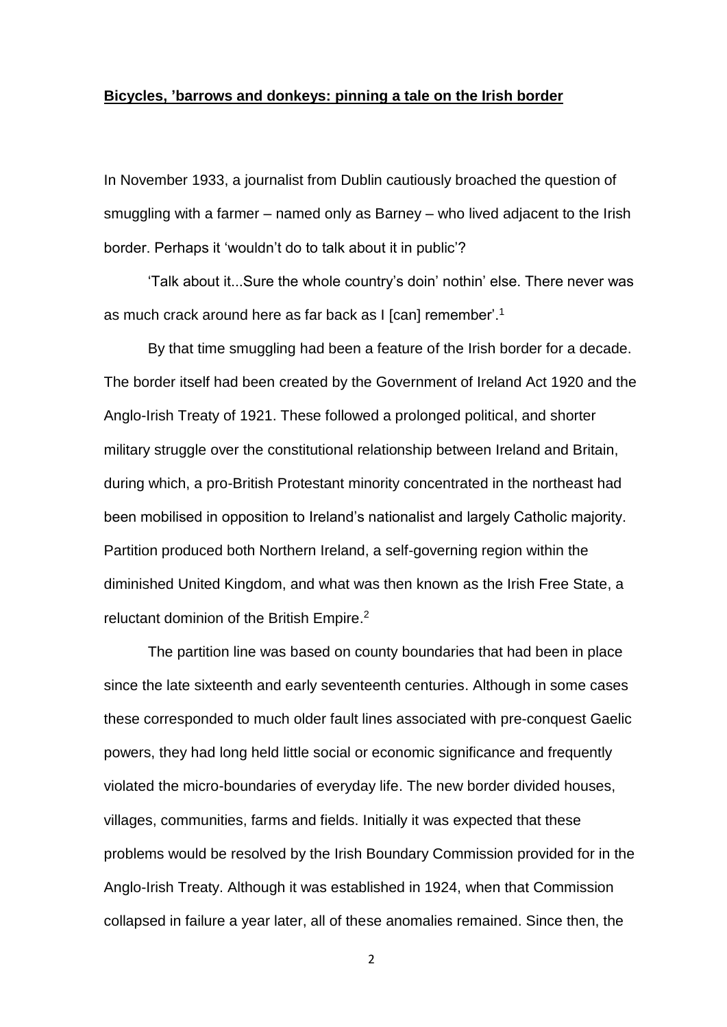**Bicycles, 'barrows and donkeys: pinning a tale on the Irish border**

In November 1933, a journalist from Dublin cautiously broached the question of smuggling with a farmer – named only as Barney – who lived adjacent to the Irish border. Perhaps it 'wouldn't do to talk about it in public'?

'Talk about it...Sure the whole country's doin' nothin' else. There never was as much crack around here as far back as I [can] remember'.[1]

By that time smuggling had been a feature of the Irish border for a decade. The border itself had been created by the Government of Ireland Act 1920 and the Anglo-Irish Treaty of 1921. These followed a prolonged political, and shorter military struggle over the constitutional relationship between Ireland and Britain, during which, a pro-British Protestant minority concentrated in the northeast had been mobilised in opposition to Ireland's nationalist and largely Catholic majority. Partition produced both Northern Ireland, a self-governing region within the diminished United Kingdom, and what was then known as the Irish Free State, a reluctant dominion of the British Empire.[2]

The partition line was based on county boundaries that had been in place since the late sixteenth and early seventeenth centuries. Although in some cases these corresponded to much older fault lines associated with pre-conquest Gaelic powers, they had long held little social or economic significance and frequently violated the micro-boundaries of everyday life. The new border divided houses, villages, communities, farms and fields. Initially it was expected that these problems would be resolved by the Irish Boundary Commission provided for in the Anglo-Irish Treaty. Although it was established in 1924, when that Commission collapsed in failure a year later, all of these anomalies remained. Since then, the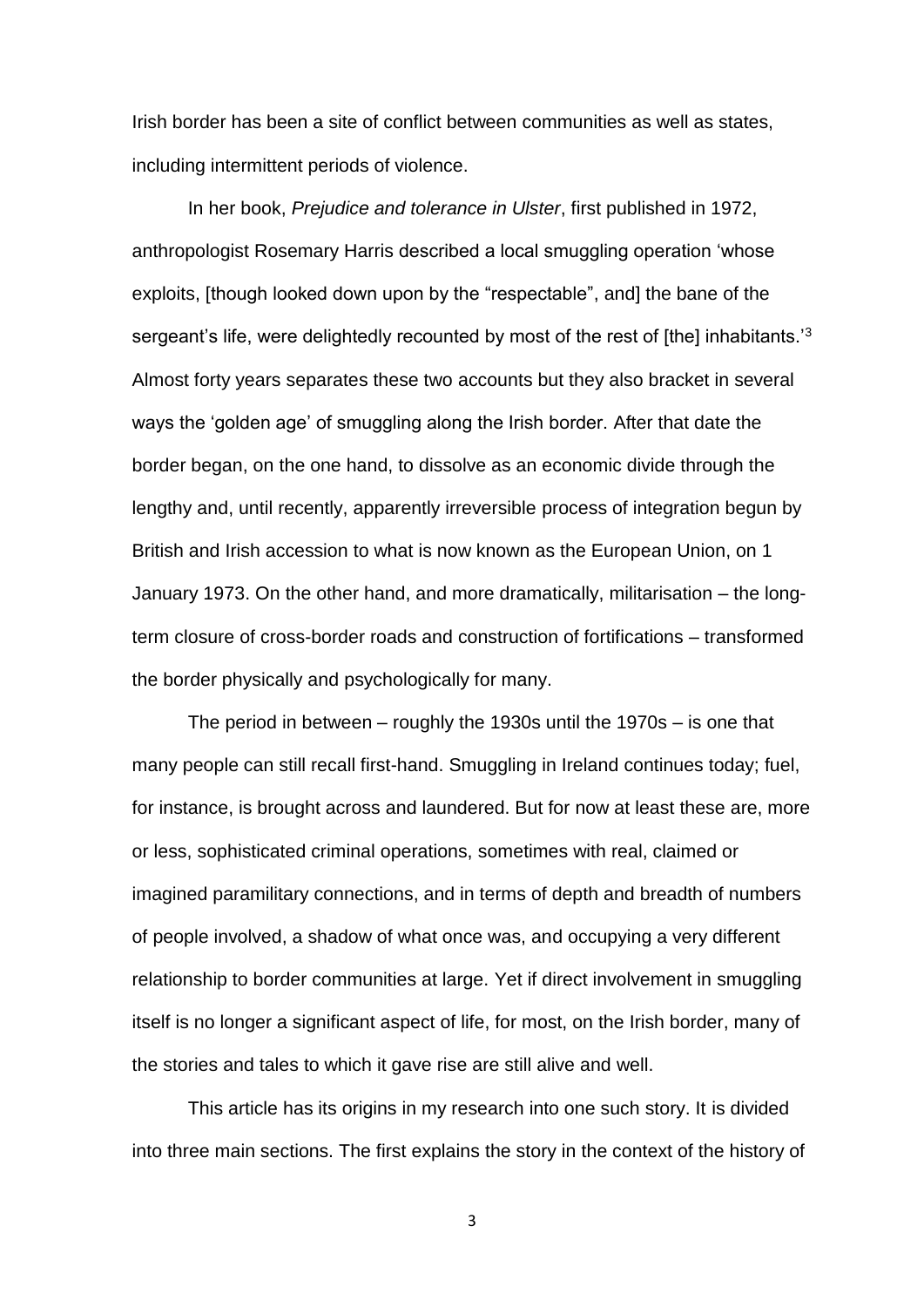Irish border has been a site of conflict between communities as well as states, including intermittent periods of violence.

In her book, *Prejudice and tolerance in Ulster*, first published in 1972, anthropologist Rosemary Harris described a local smuggling operation 'whose exploits, [though looked down upon by the "respectable", and] the bane of the sergeant's life, were delightedly recounted by most of the rest of [the] inhabitants.'[3] Almost forty years separates these two accounts but they also bracket in several ways the 'golden age' of smuggling along the Irish border. After that date the border began, on the one hand, to dissolve as an economic divide through the lengthy and, until recently, apparently irreversible process of integration begun by British and Irish accession to what is now known as the European Union, on 1 January 1973. On the other hand, and more dramatically, militarisation – the long-term closure of cross-border roads and construction of fortifications – transformed the border physically and psychologically for many.

The period in between – roughly the 1930s until the 1970s – is one that many people can still recall first-hand. Smuggling in Ireland continues today; fuel, for instance, is brought across and laundered. But for now at least these are, more or less, sophisticated criminal operations, sometimes with real, claimed or imagined paramilitary connections, and in terms of depth and breadth of numbers of people involved, a shadow of what once was, and occupying a very different relationship to border communities at large. Yet if direct involvement in smuggling itself is no longer a significant aspect of life, for most, on the Irish border, many of the stories and tales to which it gave rise are still alive and well.

This article has its origins in my research into one such story. It is divided into three main sections. The first explains the story in the context of the history of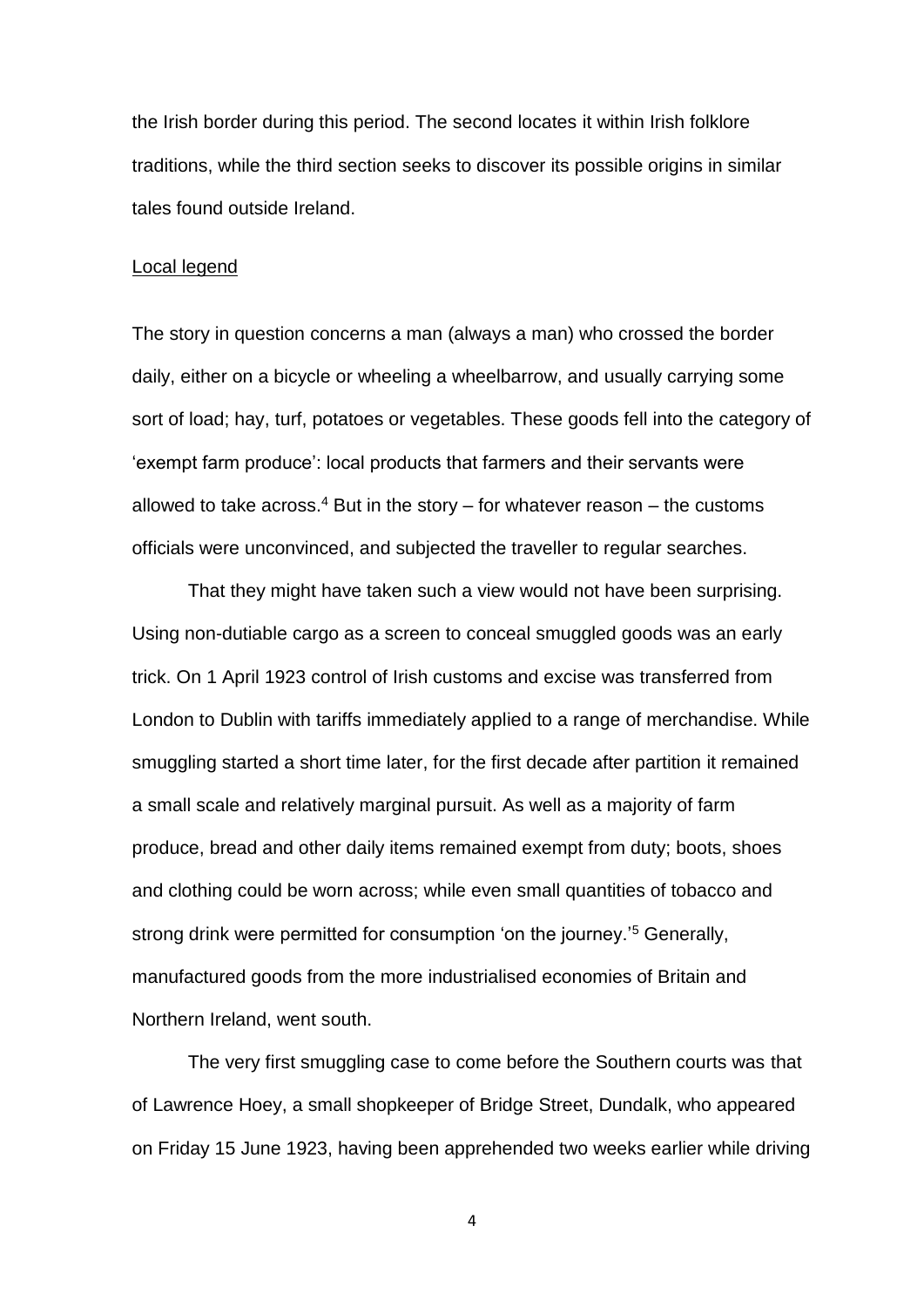the Irish border during this period. The second locates it within Irish folklore traditions, while the third section seeks to discover its possible origins in similar tales found outside Ireland.

## Local legend

The story in question concerns a man (always a man) who crossed the border daily, either on a bicycle or wheeling a wheelbarrow, and usually carrying some sort of load; hay, turf, potatoes or vegetables. These goods fell into the category of 'exempt farm produce': local products that farmers and their servants were allowed to take across.[4] But in the story – for whatever reason – the customs officials were unconvinced, and subjected the traveller to regular searches.

That they might have taken such a view would not have been surprising. Using non-dutiable cargo as a screen to conceal smuggled goods was an early trick. On 1 April 1923 control of Irish customs and excise was transferred from London to Dublin with tariffs immediately applied to a range of merchandise. While smuggling started a short time later, for the first decade after partition it remained a small scale and relatively marginal pursuit. As well as a majority of farm produce, bread and other daily items remained exempt from duty; boots, shoes and clothing could be worn across; while even small quantities of tobacco and strong drink were permitted for consumption 'on the journey.'[5] Generally, manufactured goods from the more industrialised economies of Britain and Northern Ireland, went south.

The very first smuggling case to come before the Southern courts was that of Lawrence Hoey, a small shopkeeper of Bridge Street, Dundalk, who appeared on Friday 15 June 1923, having been apprehended two weeks earlier while driving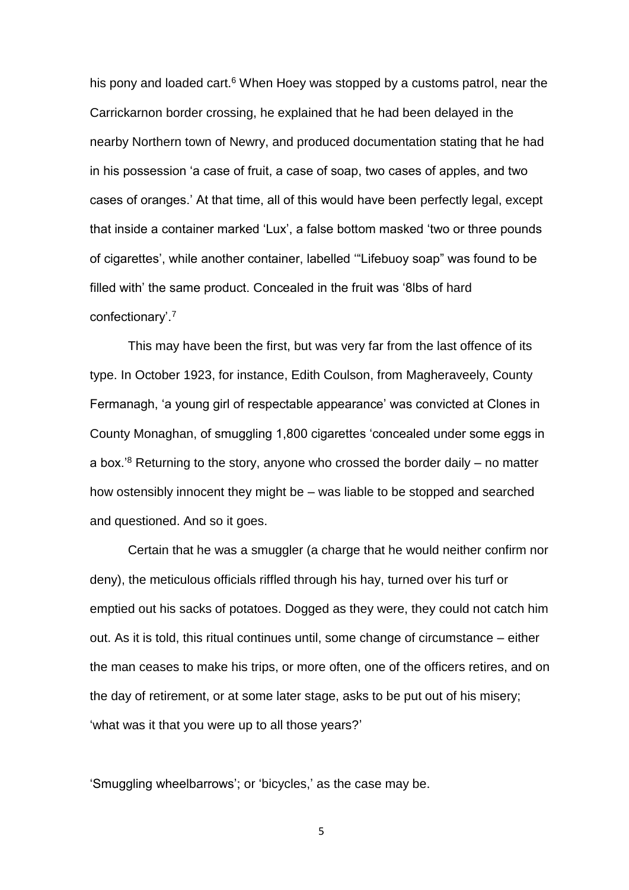his pony and loaded cart.[6] When Hoey was stopped by a customs patrol, near the Carrickarnon border crossing, he explained that he had been delayed in the nearby Northern town of Newry, and produced documentation stating that he had in his possession 'a case of fruit, a case of soap, two cases of apples, and two cases of oranges.' At that time, all of this would have been perfectly legal, except that inside a container marked 'Lux', a false bottom masked 'two or three pounds of cigarettes', while another container, labelled '"Lifebuoy soap" was found to be filled with' the same product. Concealed in the fruit was '8lbs of hard confectionary'.[7]

This may have been the first, but was very far from the last offence of its type. In October 1923, for instance, Edith Coulson, from Magheraveely, County Fermanagh, 'a young girl of respectable appearance' was convicted at Clones in County Monaghan, of smuggling 1,800 cigarettes 'concealed under some eggs in a box.'[8] Returning to the story, anyone who crossed the border daily – no matter how ostensibly innocent they might be – was liable to be stopped and searched and questioned. And so it goes.

Certain that he was a smuggler (a charge that he would neither confirm nor deny), the meticulous officials riffled through his hay, turned over his turf or emptied out his sacks of potatoes. Dogged as they were, they could not catch him out. As it is told, this ritual continues until, some change of circumstance – either the man ceases to make his trips, or more often, one of the officers retires, and on the day of retirement, or at some later stage, asks to be put out of his misery; 'what was it that you were up to all those years?'

'Smuggling wheelbarrows'; or 'bicycles,' as the case may be.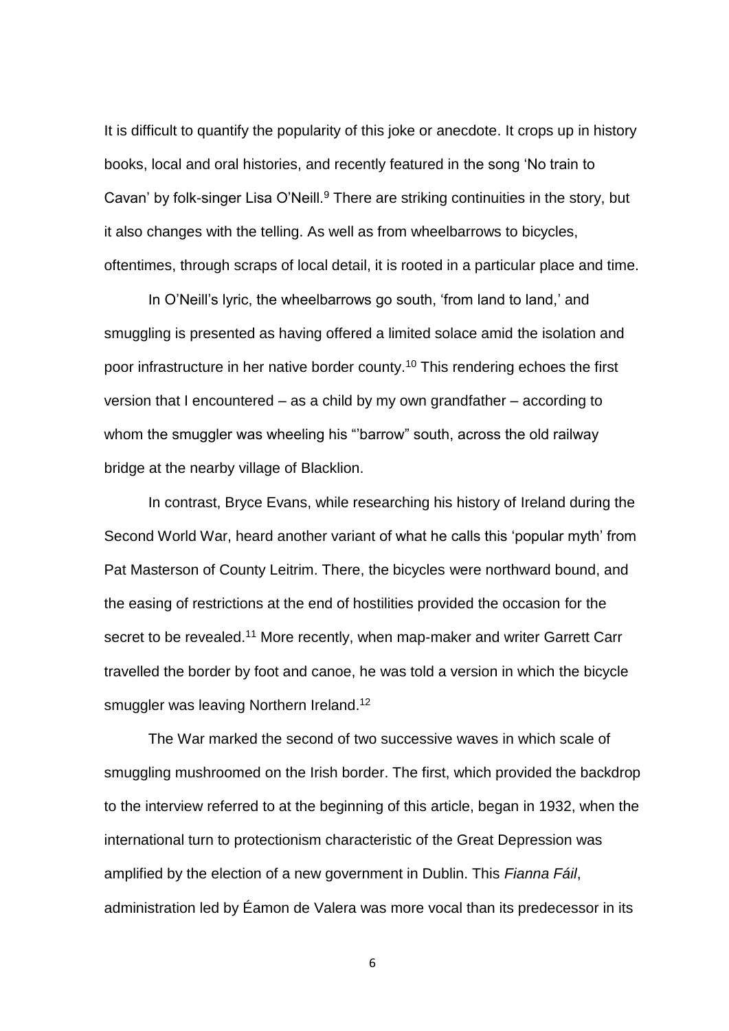It is difficult to quantify the popularity of this joke or anecdote. It crops up in history books, local and oral histories, and recently featured in the song 'No train to Cavan' by folk-singer Lisa O'Neill.[9] There are striking continuities in the story, but it also changes with the telling. As well as from wheelbarrows to bicycles, oftentimes, through scraps of local detail, it is rooted in a particular place and time.

In O'Neill's lyric, the wheelbarrows go south, 'from land to land,' and smuggling is presented as having offered a limited solace amid the isolation and poor infrastructure in her native border county.[10] This rendering echoes the first version that I encountered – as a child by my own grandfather – according to whom the smuggler was wheeling his "'barrow" south, across the old railway bridge at the nearby village of Blacklion.

In contrast, Bryce Evans, while researching his history of Ireland during the Second World War, heard another variant of what he calls this 'popular myth' from Pat Masterson of County Leitrim. There, the bicycles were northward bound, and the easing of restrictions at the end of hostilities provided the occasion for the secret to be revealed.[11] More recently, when map-maker and writer Garrett Carr travelled the border by foot and canoe, he was told a version in which the bicycle smuggler was leaving Northern Ireland.[12]

The War marked the second of two successive waves in which scale of smuggling mushroomed on the Irish border. The first, which provided the backdrop to the interview referred to at the beginning of this article, began in 1932, when the international turn to protectionism characteristic of the Great Depression was amplified by the election of a new government in Dublin. This *Fianna Fáil*, administration led by Éamon de Valera was more vocal than its predecessor in its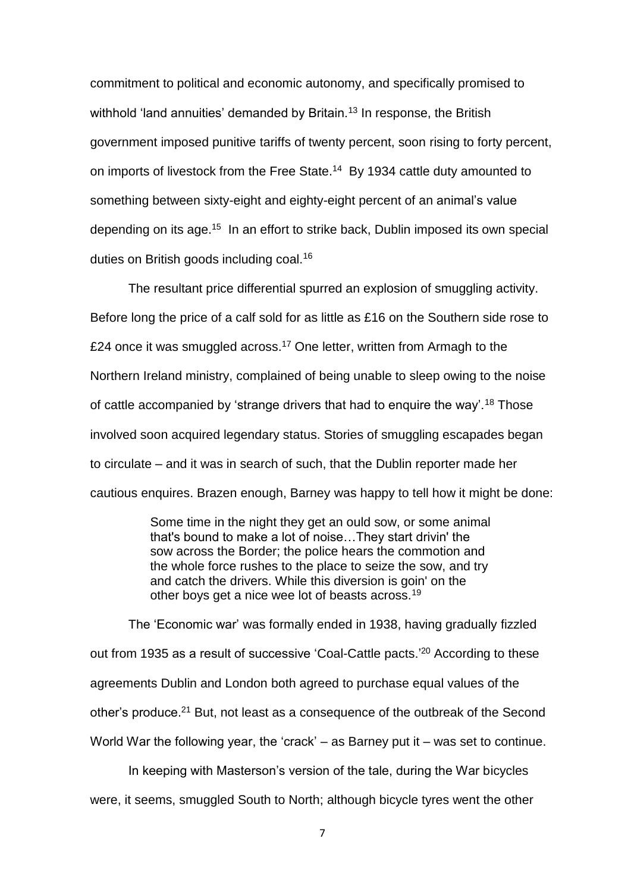commitment to political and economic autonomy, and specifically promised to withhold 'land annuities' demanded by Britain.[13] In response, the British government imposed punitive tariffs of twenty percent, soon rising to forty percent, on imports of livestock from the Free State.[14] By 1934 cattle duty amounted to something between sixty-eight and eighty-eight percent of an animal's value depending on its age.[15] In an effort to strike back, Dublin imposed its own special duties on British goods including coal.[16]

The resultant price differential spurred an explosion of smuggling activity. Before long the price of a calf sold for as little as £16 on the Southern side rose to £24 once it was smuggled across.[17] One letter, written from Armagh to the Northern Ireland ministry, complained of being unable to sleep owing to the noise of cattle accompanied by 'strange drivers that had to enquire the way'.[18] Those involved soon acquired legendary status. Stories of smuggling escapades began to circulate – and it was in search of such, that the Dublin reporter made her cautious enquires. Brazen enough, Barney was happy to tell how it might be done:

> Some time in the night they get an ould sow, or some animal that's bound to make a lot of noise…They start drivin' the sow across the Border; the police hears the commotion and the whole force rushes to the place to seize the sow, and try and catch the drivers. While this diversion is goin' on the other boys get a nice wee lot of beasts across.[19]

The 'Economic war' was formally ended in 1938, having gradually fizzled out from 1935 as a result of successive 'Coal-Cattle pacts.'[20] According to these agreements Dublin and London both agreed to purchase equal values of the other's produce.[21] But, not least as a consequence of the outbreak of the Second World War the following year, the 'crack' – as Barney put it – was set to continue.

In keeping with Masterson's version of the tale, during the War bicycles were, it seems, smuggled South to North; although bicycle tyres went the other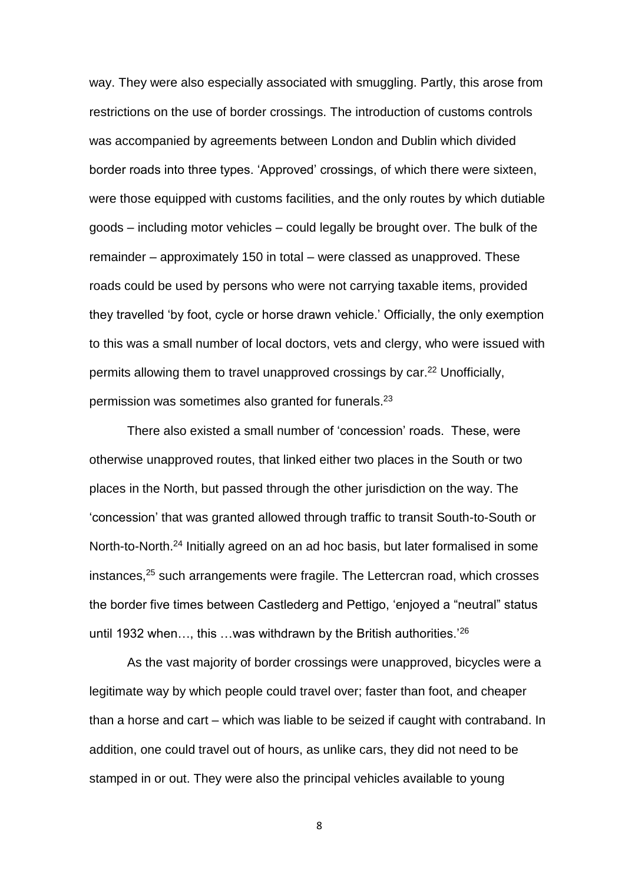way. They were also especially associated with smuggling. Partly, this arose from restrictions on the use of border crossings. The introduction of customs controls was accompanied by agreements between London and Dublin which divided border roads into three types. 'Approved' crossings, of which there were sixteen, were those equipped with customs facilities, and the only routes by which dutiable goods – including motor vehicles – could legally be brought over. The bulk of the remainder – approximately 150 in total – were classed as unapproved. These roads could be used by persons who were not carrying taxable items, provided they travelled 'by foot, cycle or horse drawn vehicle.' Officially, the only exemption to this was a small number of local doctors, vets and clergy, who were issued with permits allowing them to travel unapproved crossings by car.[22] Unofficially, permission was sometimes also granted for funerals.[23]

There also existed a small number of 'concession' roads. These, were otherwise unapproved routes, that linked either two places in the South or two places in the North, but passed through the other jurisdiction on the way. The 'concession' that was granted allowed through traffic to transit South-to-South or North-to-North.[24] Initially agreed on an ad hoc basis, but later formalised in some instances,[25] such arrangements were fragile. The Lettercran road, which crosses the border five times between Castlederg and Pettigo, 'enjoyed a "neutral" status until 1932 when…, this …was withdrawn by the British authorities.'[26]

As the vast majority of border crossings were unapproved, bicycles were a legitimate way by which people could travel over; faster than foot, and cheaper than a horse and cart – which was liable to be seized if caught with contraband. In addition, one could travel out of hours, as unlike cars, they did not need to be stamped in or out. They were also the principal vehicles available to young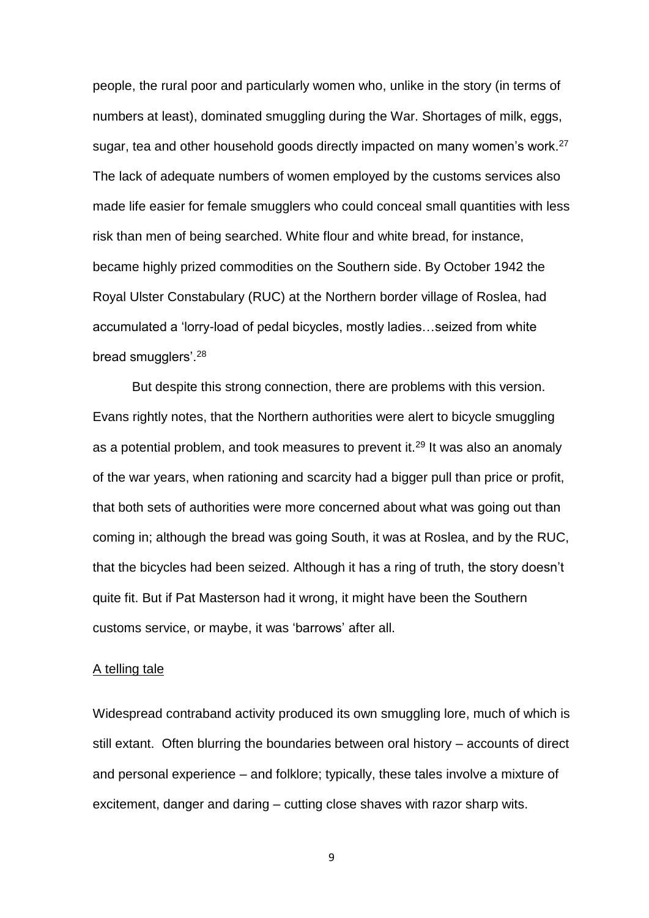people, the rural poor and particularly women who, unlike in the story (in terms of numbers at least), dominated smuggling during the War. Shortages of milk, eggs, sugar, tea and other household goods directly impacted on many women's work.[27] The lack of adequate numbers of women employed by the customs services also made life easier for female smugglers who could conceal small quantities with less risk than men of being searched. White flour and white bread, for instance, became highly prized commodities on the Southern side. By October 1942 the Royal Ulster Constabulary (RUC) at the Northern border village of Roslea, had accumulated a 'lorry-load of pedal bicycles, mostly ladies…seized from white bread smugglers'.[28]

But despite this strong connection, there are problems with this version. Evans rightly notes, that the Northern authorities were alert to bicycle smuggling as a potential problem, and took measures to prevent it.[29] It was also an anomaly of the war years, when rationing and scarcity had a bigger pull than price or profit, that both sets of authorities were more concerned about what was going out than coming in; although the bread was going South, it was at Roslea, and by the RUC, that the bicycles had been seized. Although it has a ring of truth, the story doesn't quite fit. But if Pat Masterson had it wrong, it might have been the Southern customs service, or maybe, it was 'barrows' after all.

<u>A telling tale</u>

Widespread contraband activity produced its own smuggling lore, much of which is still extant. Often blurring the boundaries between oral history – accounts of direct and personal experience – and folklore; typically, these tales involve a mixture of excitement, danger and daring – cutting close shaves with razor sharp wits.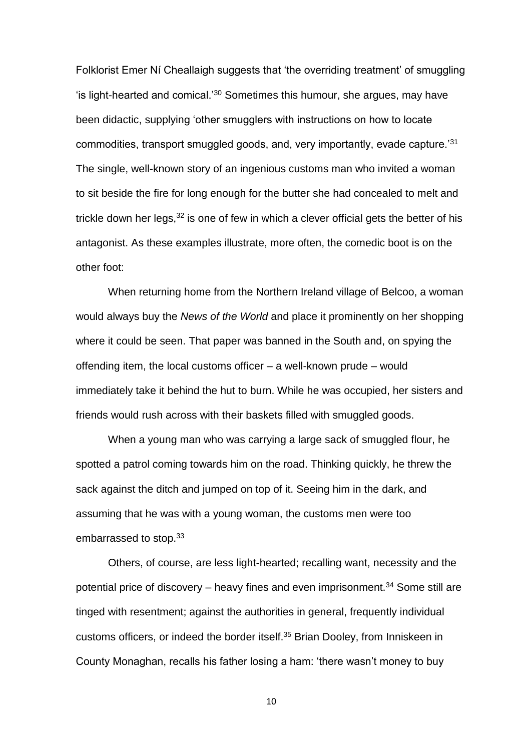Folklorist Emer Ní Cheallaigh suggests that 'the overriding treatment' of smuggling 'is light-hearted and comical.'[30] Sometimes this humour, she argues, may have been didactic, supplying 'other smugglers with instructions on how to locate commodities, transport smuggled goods, and, very importantly, evade capture.'[31] The single, well-known story of an ingenious customs man who invited a woman to sit beside the fire for long enough for the butter she had concealed to melt and trickle down her legs,[32] is one of few in which a clever official gets the better of his antagonist. As these examples illustrate, more often, the comedic boot is on the other foot:

When returning home from the Northern Ireland village of Belcoo, a woman would always buy the *News of the World* and place it prominently on her shopping where it could be seen. That paper was banned in the South and, on spying the offending item, the local customs officer – a well-known prude – would immediately take it behind the hut to burn. While he was occupied, her sisters and friends would rush across with their baskets filled with smuggled goods.

When a young man who was carrying a large sack of smuggled flour, he spotted a patrol coming towards him on the road. Thinking quickly, he threw the sack against the ditch and jumped on top of it. Seeing him in the dark, and assuming that he was with a young woman, the customs men were too embarrassed to stop.[33]

Others, of course, are less light-hearted; recalling want, necessity and the potential price of discovery – heavy fines and even imprisonment.[34] Some still are tinged with resentment; against the authorities in general, frequently individual customs officers, or indeed the border itself.[35] Brian Dooley, from Inniskeen in County Monaghan, recalls his father losing a ham: 'there wasn't money to buy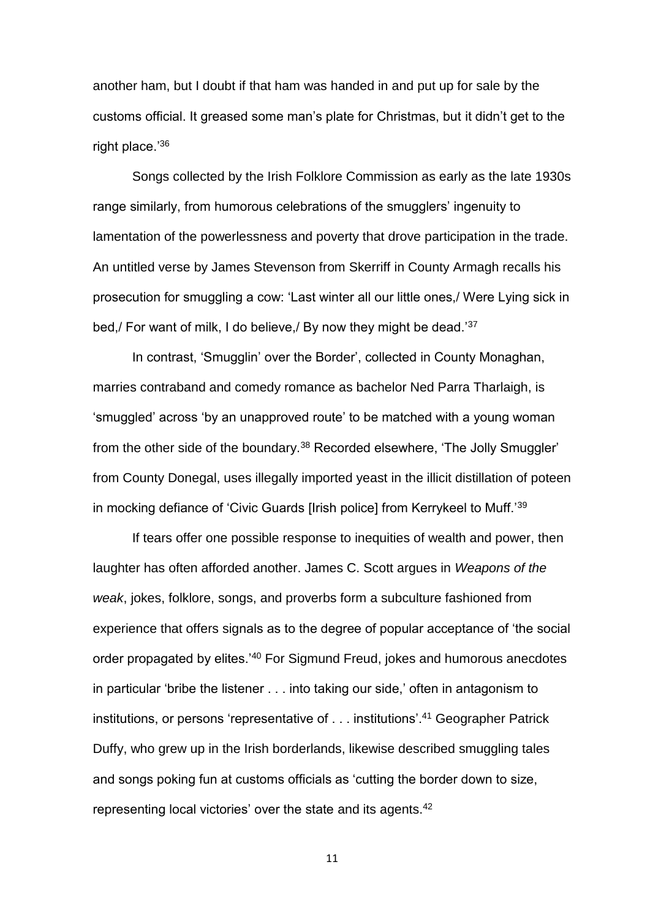another ham, but I doubt if that ham was handed in and put up for sale by the customs official. It greased some man's plate for Christmas, but it didn't get to the right place.'[36]

Songs collected by the Irish Folklore Commission as early as the late 1930s range similarly, from humorous celebrations of the smugglers' ingenuity to lamentation of the powerlessness and poverty that drove participation in the trade. An untitled verse by James Stevenson from Skerriff in County Armagh recalls his prosecution for smuggling a cow: 'Last winter all our little ones,/ Were Lying sick in bed,/ For want of milk, I do believe,/ By now they might be dead.'[37]

In contrast, 'Smugglin' over the Border', collected in County Monaghan, marries contraband and comedy romance as bachelor Ned Parra Tharlaigh, is 'smuggled' across 'by an unapproved route' to be matched with a young woman from the other side of the boundary.[38] Recorded elsewhere, 'The Jolly Smuggler' from County Donegal, uses illegally imported yeast in the illicit distillation of poteen in mocking defiance of 'Civic Guards [Irish police] from Kerrykeel to Muff.'[39]

If tears offer one possible response to inequities of wealth and power, then laughter has often afforded another. James C. Scott argues in *Weapons of the weak*, jokes, folklore, songs, and proverbs form a subculture fashioned from experience that offers signals as to the degree of popular acceptance of 'the social order propagated by elites.'[40] For Sigmund Freud, jokes and humorous anecdotes in particular 'bribe the listener . . . into taking our side,' often in antagonism to institutions, or persons 'representative of . . . institutions'.[41] Geographer Patrick Duffy, who grew up in the Irish borderlands, likewise described smuggling tales and songs poking fun at customs officials as 'cutting the border down to size, representing local victories' over the state and its agents.[42]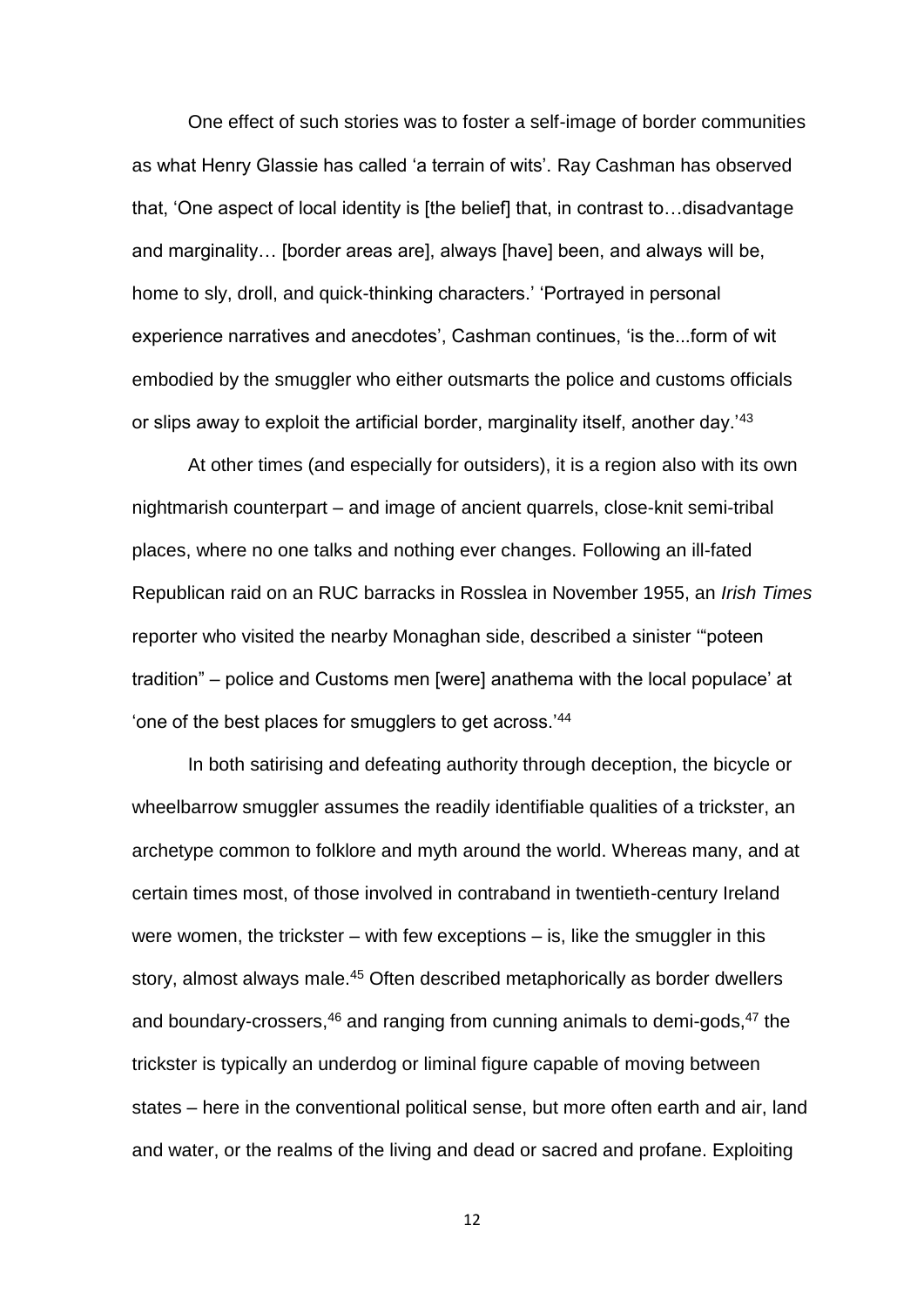One effect of such stories was to foster a self-image of border communities as what Henry Glassie has called 'a terrain of wits'. Ray Cashman has observed that, 'One aspect of local identity is [the belief] that, in contrast to…disadvantage and marginality… [border areas are], always [have] been, and always will be, home to sly, droll, and quick-thinking characters.' 'Portrayed in personal experience narratives and anecdotes', Cashman continues, 'is the...form of wit embodied by the smuggler who either outsmarts the police and customs officials or slips away to exploit the artificial border, marginality itself, another day.'[43]

At other times (and especially for outsiders), it is a region also with its own nightmarish counterpart – and image of ancient quarrels, close-knit semi-tribal places, where no one talks and nothing ever changes. Following an ill-fated Republican raid on an RUC barracks in Rosslea in November 1955, an *Irish Times* reporter who visited the nearby Monaghan side, described a sinister '"poteen tradition" – police and Customs men [were] anathema with the local populace' at 'one of the best places for smugglers to get across.'[44]

In both satirising and defeating authority through deception, the bicycle or wheelbarrow smuggler assumes the readily identifiable qualities of a trickster, an archetype common to folklore and myth around the world. Whereas many, and at certain times most, of those involved in contraband in twentieth-century Ireland were women, the trickster – with few exceptions – is, like the smuggler in this story, almost always male.[45] Often described metaphorically as border dwellers and boundary-crossers,[46] and ranging from cunning animals to demi-gods,[47] the trickster is typically an underdog or liminal figure capable of moving between states – here in the conventional political sense, but more often earth and air, land and water, or the realms of the living and dead or sacred and profane. Exploiting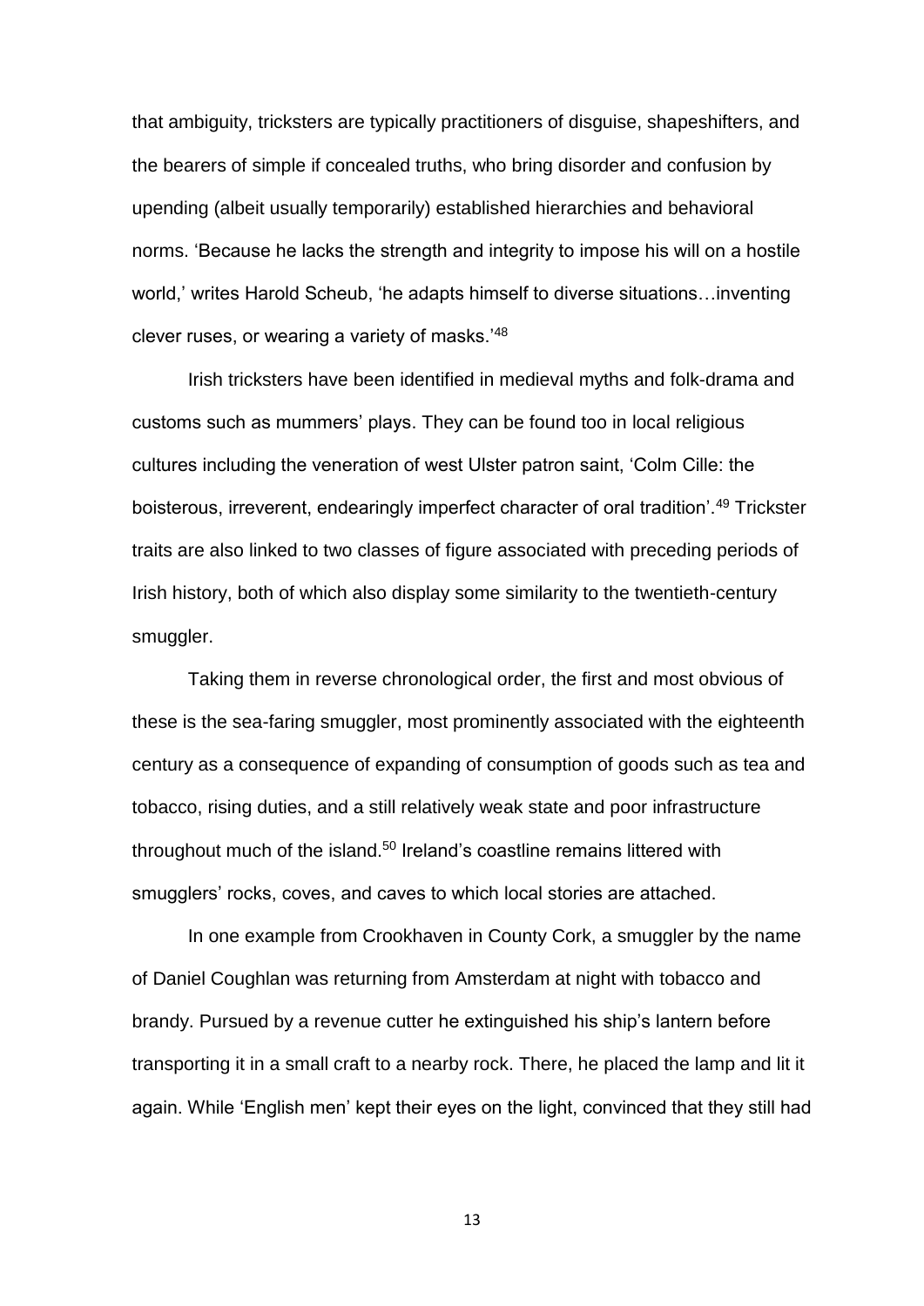that ambiguity, tricksters are typically practitioners of disguise, shapeshifters, and the bearers of simple if concealed truths, who bring disorder and confusion by upending (albeit usually temporarily) established hierarchies and behavioral norms. 'Because he lacks the strength and integrity to impose his will on a hostile world,' writes Harold Scheub, 'he adapts himself to diverse situations…inventing clever ruses, or wearing a variety of masks.'[48]

Irish tricksters have been identified in medieval myths and folk-drama and customs such as mummers' plays. They can be found too in local religious cultures including the veneration of west Ulster patron saint, 'Colm Cille: the boisterous, irreverent, endearingly imperfect character of oral tradition'.[49] Trickster traits are also linked to two classes of figure associated with preceding periods of Irish history, both of which also display some similarity to the twentieth-century smuggler.

Taking them in reverse chronological order, the first and most obvious of these is the sea-faring smuggler, most prominently associated with the eighteenth century as a consequence of expanding of consumption of goods such as tea and tobacco, rising duties, and a still relatively weak state and poor infrastructure throughout much of the island.[50] Ireland's coastline remains littered with smugglers' rocks, coves, and caves to which local stories are attached.

In one example from Crookhaven in County Cork, a smuggler by the name of Daniel Coughlan was returning from Amsterdam at night with tobacco and brandy. Pursued by a revenue cutter he extinguished his ship's lantern before transporting it in a small craft to a nearby rock. There, he placed the lamp and lit it again. While 'English men' kept their eyes on the light, convinced that they still had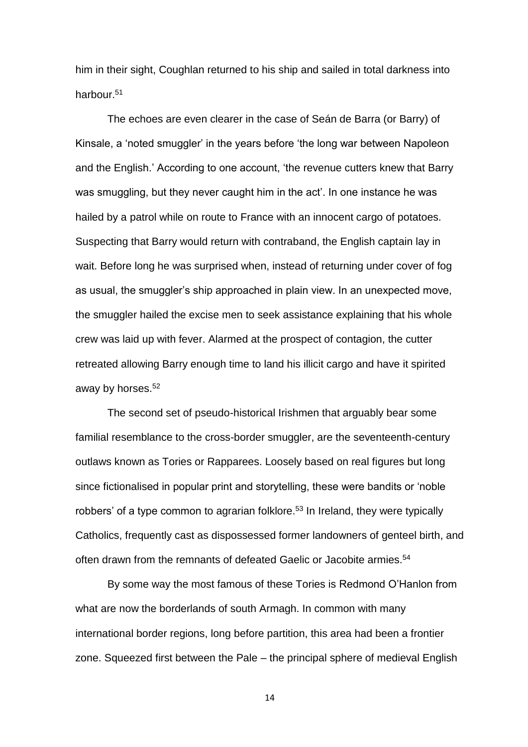him in their sight, Coughlan returned to his ship and sailed in total darkness into harbour.[51]

The echoes are even clearer in the case of Seán de Barra (or Barry) of Kinsale, a 'noted smuggler' in the years before 'the long war between Napoleon and the English.' According to one account, 'the revenue cutters knew that Barry was smuggling, but they never caught him in the act'. In one instance he was hailed by a patrol while on route to France with an innocent cargo of potatoes. Suspecting that Barry would return with contraband, the English captain lay in wait. Before long he was surprised when, instead of returning under cover of fog as usual, the smuggler's ship approached in plain view. In an unexpected move, the smuggler hailed the excise men to seek assistance explaining that his whole crew was laid up with fever. Alarmed at the prospect of contagion, the cutter retreated allowing Barry enough time to land his illicit cargo and have it spirited away by horses.[52]

The second set of pseudo-historical Irishmen that arguably bear some familial resemblance to the cross-border smuggler, are the seventeenth-century outlaws known as Tories or Rapparees. Loosely based on real figures but long since fictionalised in popular print and storytelling, these were bandits or 'noble robbers' of a type common to agrarian folklore.[53] In Ireland, they were typically Catholics, frequently cast as dispossessed former landowners of genteel birth, and often drawn from the remnants of defeated Gaelic or Jacobite armies.[54]

By some way the most famous of these Tories is Redmond O'Hanlon from what are now the borderlands of south Armagh. In common with many international border regions, long before partition, this area had been a frontier zone. Squeezed first between the Pale – the principal sphere of medieval English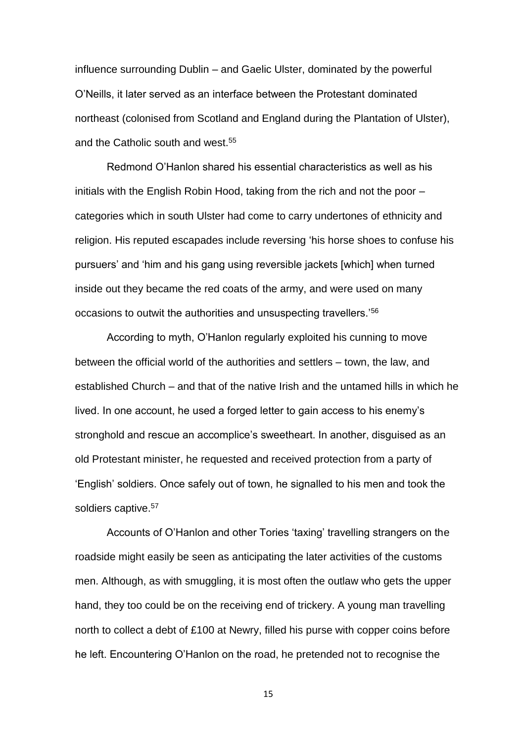influence surrounding Dublin – and Gaelic Ulster, dominated by the powerful O'Neills, it later served as an interface between the Protestant dominated northeast (colonised from Scotland and England during the Plantation of Ulster), and the Catholic south and west.[55]

Redmond O'Hanlon shared his essential characteristics as well as his initials with the English Robin Hood, taking from the rich and not the poor – categories which in south Ulster had come to carry undertones of ethnicity and religion. His reputed escapades include reversing 'his horse shoes to confuse his pursuers' and 'him and his gang using reversible jackets [which] when turned inside out they became the red coats of the army, and were used on many occasions to outwit the authorities and unsuspecting travellers.'[56]

According to myth, O'Hanlon regularly exploited his cunning to move between the official world of the authorities and settlers – town, the law, and established Church – and that of the native Irish and the untamed hills in which he lived. In one account, he used a forged letter to gain access to his enemy's stronghold and rescue an accomplice's sweetheart. In another, disguised as an old Protestant minister, he requested and received protection from a party of 'English' soldiers. Once safely out of town, he signalled to his men and took the soldiers captive.[57]

Accounts of O'Hanlon and other Tories 'taxing' travelling strangers on the roadside might easily be seen as anticipating the later activities of the customs men. Although, as with smuggling, it is most often the outlaw who gets the upper hand, they too could be on the receiving end of trickery. A young man travelling north to collect a debt of £100 at Newry, filled his purse with copper coins before he left. Encountering O'Hanlon on the road, he pretended not to recognise the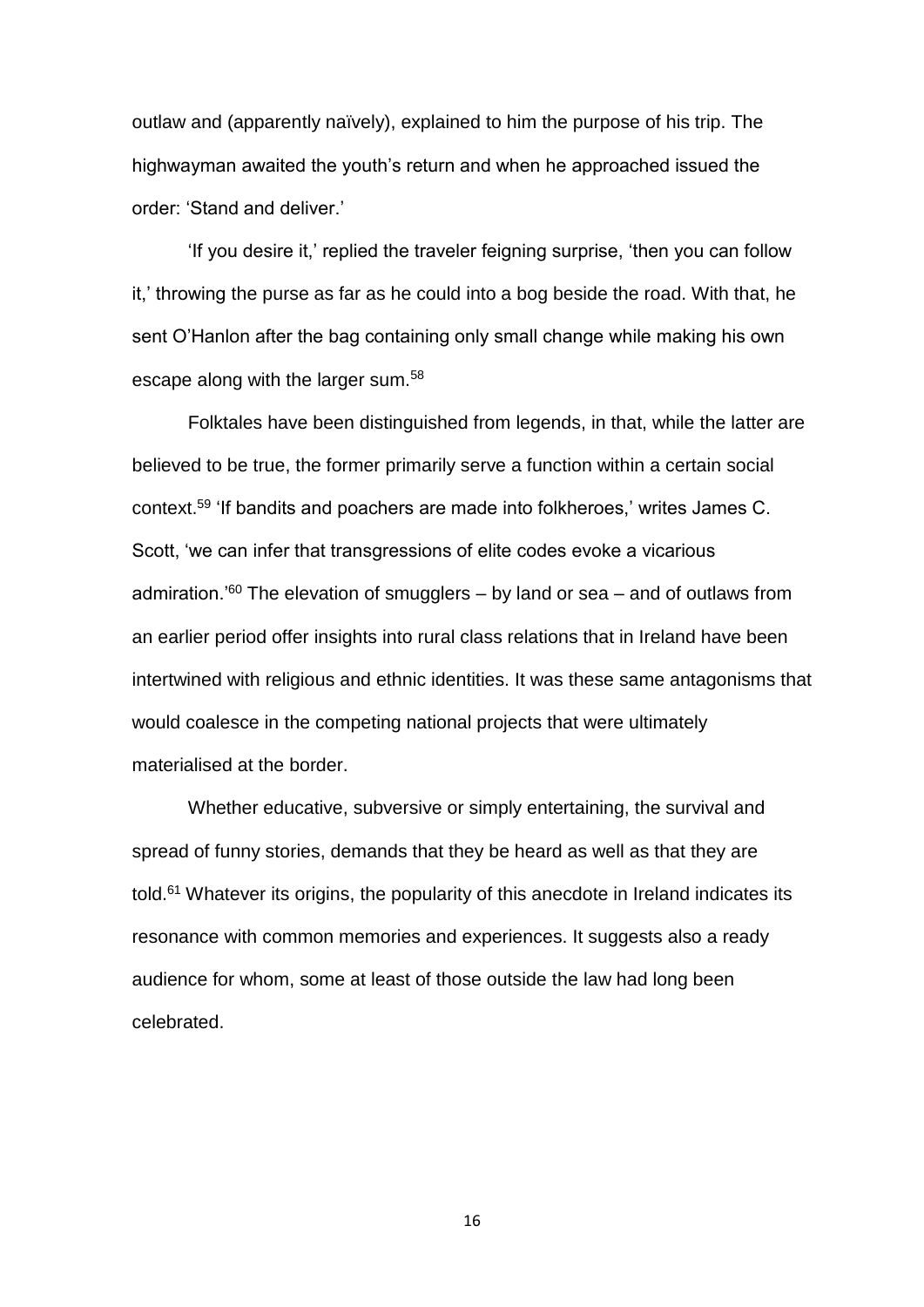outlaw and (apparently naïvely), explained to him the purpose of his trip. The highwayman awaited the youth's return and when he approached issued the order: 'Stand and deliver.'

'If you desire it,' replied the traveler feigning surprise, 'then you can follow it,' throwing the purse as far as he could into a bog beside the road. With that, he sent O'Hanlon after the bag containing only small change while making his own escape along with the larger sum.[58]

Folktales have been distinguished from legends, in that, while the latter are believed to be true, the former primarily serve a function within a certain social context.[59] 'If bandits and poachers are made into folkheroes,' writes James C. Scott, 'we can infer that transgressions of elite codes evoke a vicarious admiration.'[60] The elevation of smugglers – by land or sea – and of outlaws from an earlier period offer insights into rural class relations that in Ireland have been intertwined with religious and ethnic identities. It was these same antagonisms that would coalesce in the competing national projects that were ultimately materialised at the border.

Whether educative, subversive or simply entertaining, the survival and spread of funny stories, demands that they be heard as well as that they are told.[61] Whatever its origins, the popularity of this anecdote in Ireland indicates its resonance with common memories and experiences. It suggests also a ready audience for whom, some at least of those outside the law had long been celebrated.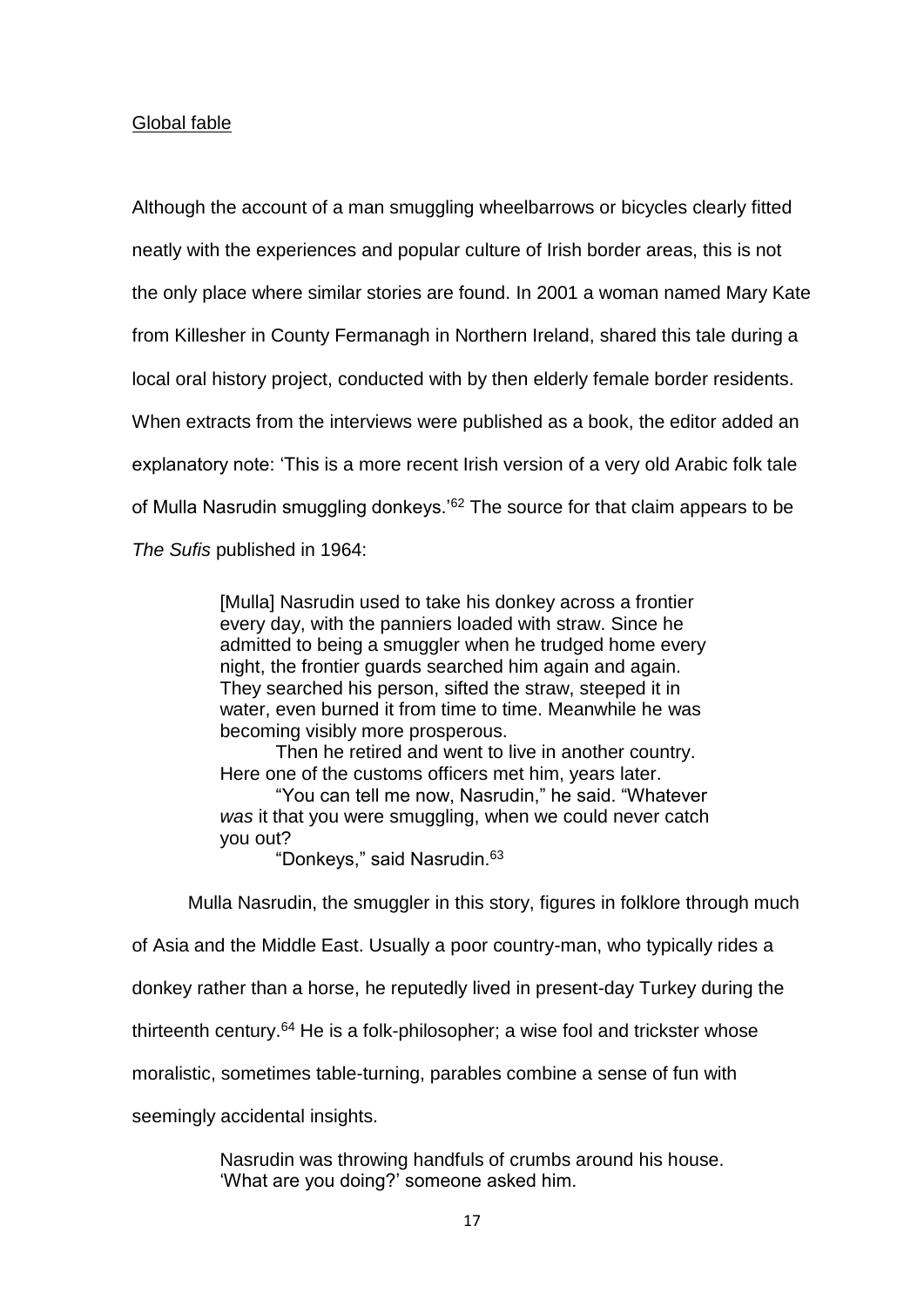<u>Global fable</u>

Although the account of a man smuggling wheelbarrows or bicycles clearly fitted neatly with the experiences and popular culture of Irish border areas, this is not the only place where similar stories are found. In 2001 a woman named Mary Kate from Killesher in County Fermanagh in Northern Ireland, shared this tale during a local oral history project, conducted with by then elderly female border residents. When extracts from the interviews were published as a book, the editor added an explanatory note: 'This is a more recent Irish version of a very old Arabic folk tale of Mulla Nasrudin smuggling donkeys.'[62] The source for that claim appears to be *The Sufis* published in 1964:

> [Mulla] Nasrudin used to take his donkey across a frontier every day, with the panniers loaded with straw. Since he admitted to being a smuggler when he trudged home every night, the frontier guards searched him again and again. They searched his person, sifted the straw, steeped it in water, even burned it from time to time. Meanwhile he was becoming visibly more prosperous.
>
> Then he retired and went to live in another country. Here one of the customs officers met him, years later.
>
> "You can tell me now, Nasrudin," he said. "Whatever *was* it that you were smuggling, when we could never catch you out?
>
> "Donkeys," said Nasrudin.[63]

Mulla Nasrudin, the smuggler in this story, figures in folklore through much of Asia and the Middle East. Usually a poor country-man, who typically rides a donkey rather than a horse, he reputedly lived in present-day Turkey during the thirteenth century.[64] He is a folk-philosopher; a wise fool and trickster whose moralistic, sometimes table-turning, parables combine a sense of fun with seemingly accidental insights.

> Nasrudin was throwing handfuls of crumbs around his house.
> 'What are you doing?' someone asked him.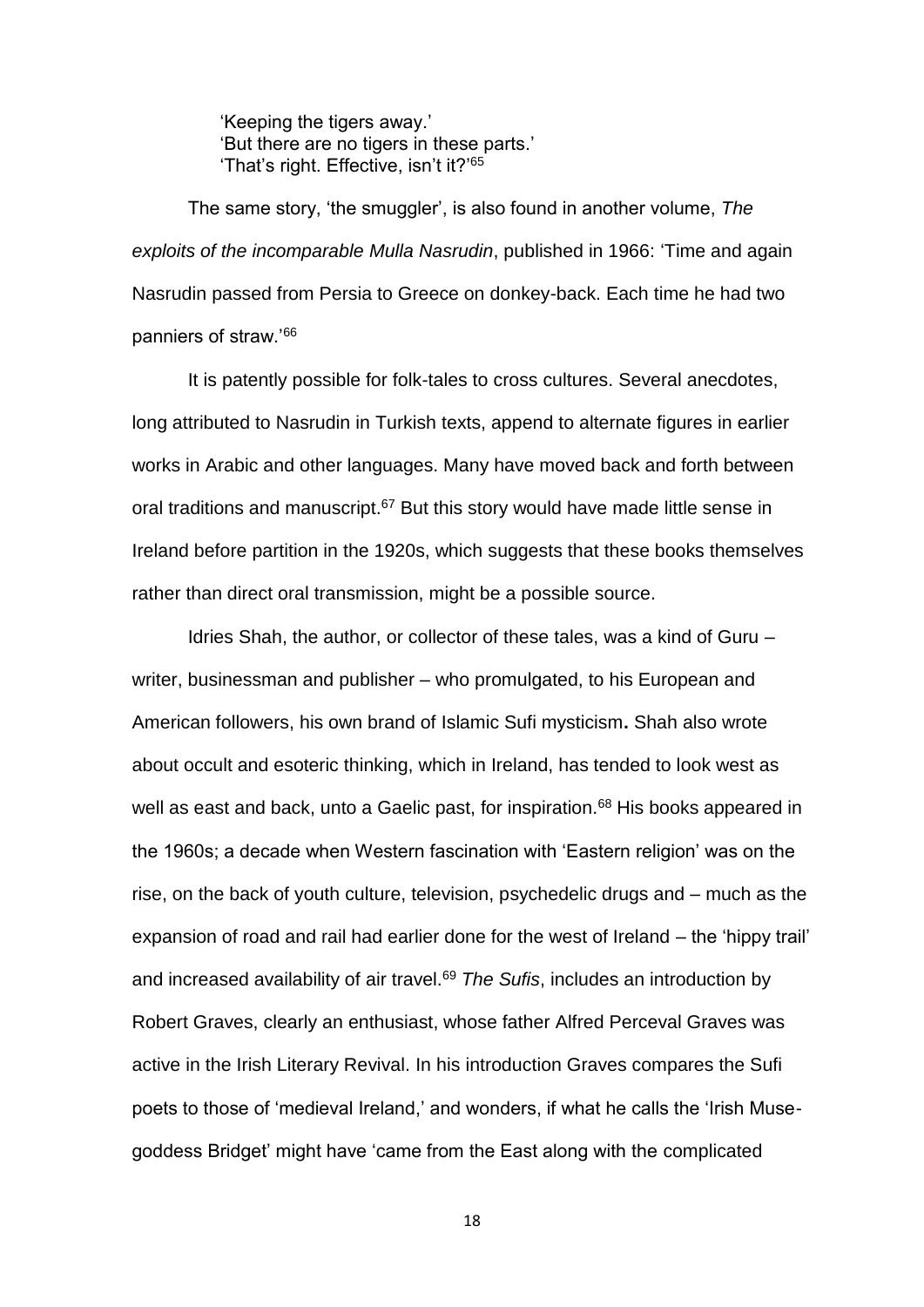'Keeping the tigers away.'
'But there are no tigers in these parts.'
'That's right. Effective, isn't it?'[65]

The same story, 'the smuggler', is also found in another volume, *The exploits of the incomparable Mulla Nasrudin*, published in 1966: 'Time and again Nasrudin passed from Persia to Greece on donkey-back. Each time he had two panniers of straw.'[66]

It is patently possible for folk-tales to cross cultures. Several anecdotes, long attributed to Nasrudin in Turkish texts, append to alternate figures in earlier works in Arabic and other languages. Many have moved back and forth between oral traditions and manuscript.[67] But this story would have made little sense in Ireland before partition in the 1920s, which suggests that these books themselves rather than direct oral transmission, might be a possible source.

Idries Shah, the author, or collector of these tales, was a kind of Guru – writer, businessman and publisher – who promulgated, to his European and American followers, his own brand of Islamic Sufi mysticism**.** Shah also wrote about occult and esoteric thinking, which in Ireland, has tended to look west as well as east and back, unto a Gaelic past, for inspiration.[68] His books appeared in the 1960s; a decade when Western fascination with 'Eastern religion' was on the rise, on the back of youth culture, television, psychedelic drugs and – much as the expansion of road and rail had earlier done for the west of Ireland – the 'hippy trail' and increased availability of air travel.[69] *The Sufis*, includes an introduction by Robert Graves, clearly an enthusiast, whose father Alfred Perceval Graves was active in the Irish Literary Revival. In his introduction Graves compares the Sufi poets to those of 'medieval Ireland,' and wonders, if what he calls the 'Irish Muse-goddess Bridget' might have 'came from the East along with the complicated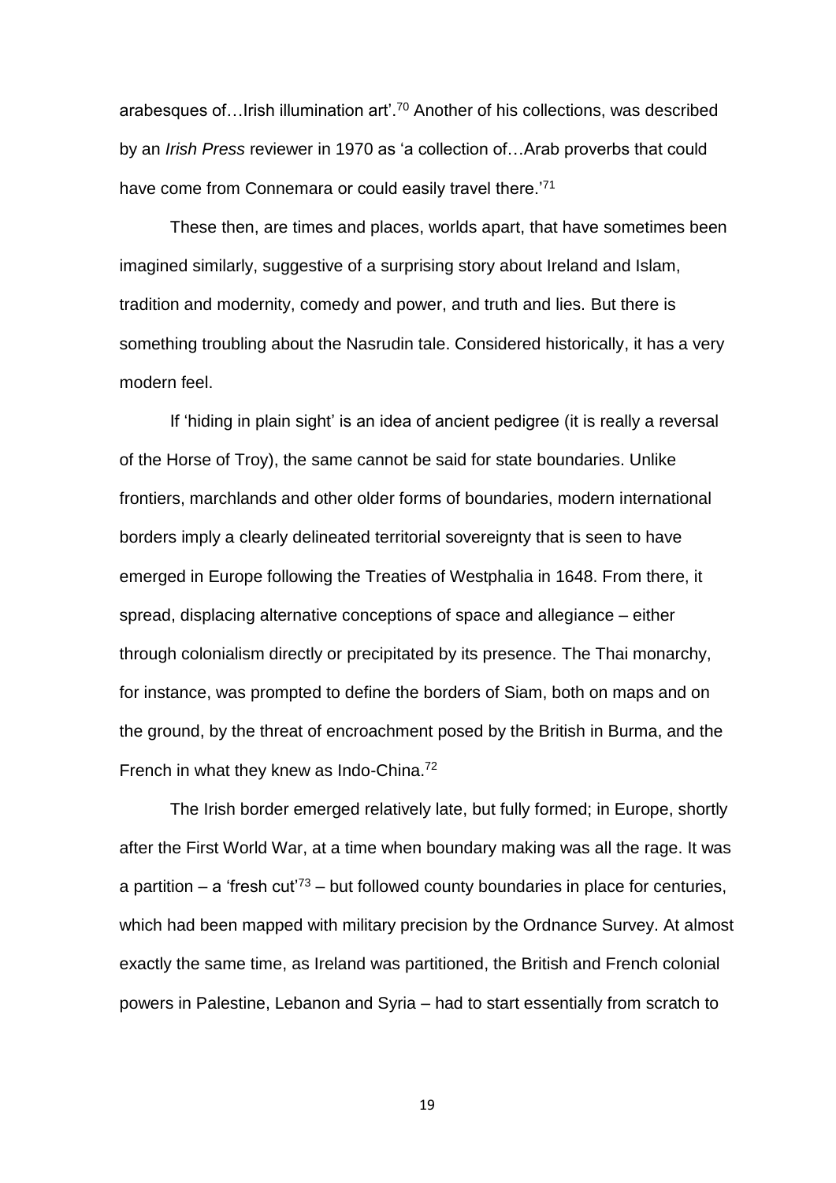arabesques of…Irish illumination art'.[70] Another of his collections, was described by an *Irish Press* reviewer in 1970 as 'a collection of…Arab proverbs that could have come from Connemara or could easily travel there.'[71]

These then, are times and places, worlds apart, that have sometimes been imagined similarly, suggestive of a surprising story about Ireland and Islam, tradition and modernity, comedy and power, and truth and lies. But there is something troubling about the Nasrudin tale. Considered historically, it has a very modern feel.

If 'hiding in plain sight' is an idea of ancient pedigree (it is really a reversal of the Horse of Troy), the same cannot be said for state boundaries. Unlike frontiers, marchlands and other older forms of boundaries, modern international borders imply a clearly delineated territorial sovereignty that is seen to have emerged in Europe following the Treaties of Westphalia in 1648. From there, it spread, displacing alternative conceptions of space and allegiance – either through colonialism directly or precipitated by its presence. The Thai monarchy, for instance, was prompted to define the borders of Siam, both on maps and on the ground, by the threat of encroachment posed by the British in Burma, and the French in what they knew as Indo-China.[72]

The Irish border emerged relatively late, but fully formed; in Europe, shortly after the First World War, at a time when boundary making was all the rage. It was a partition – a 'fresh cut'[73] – but followed county boundaries in place for centuries, which had been mapped with military precision by the Ordnance Survey. At almost exactly the same time, as Ireland was partitioned, the British and French colonial powers in Palestine, Lebanon and Syria – had to start essentially from scratch to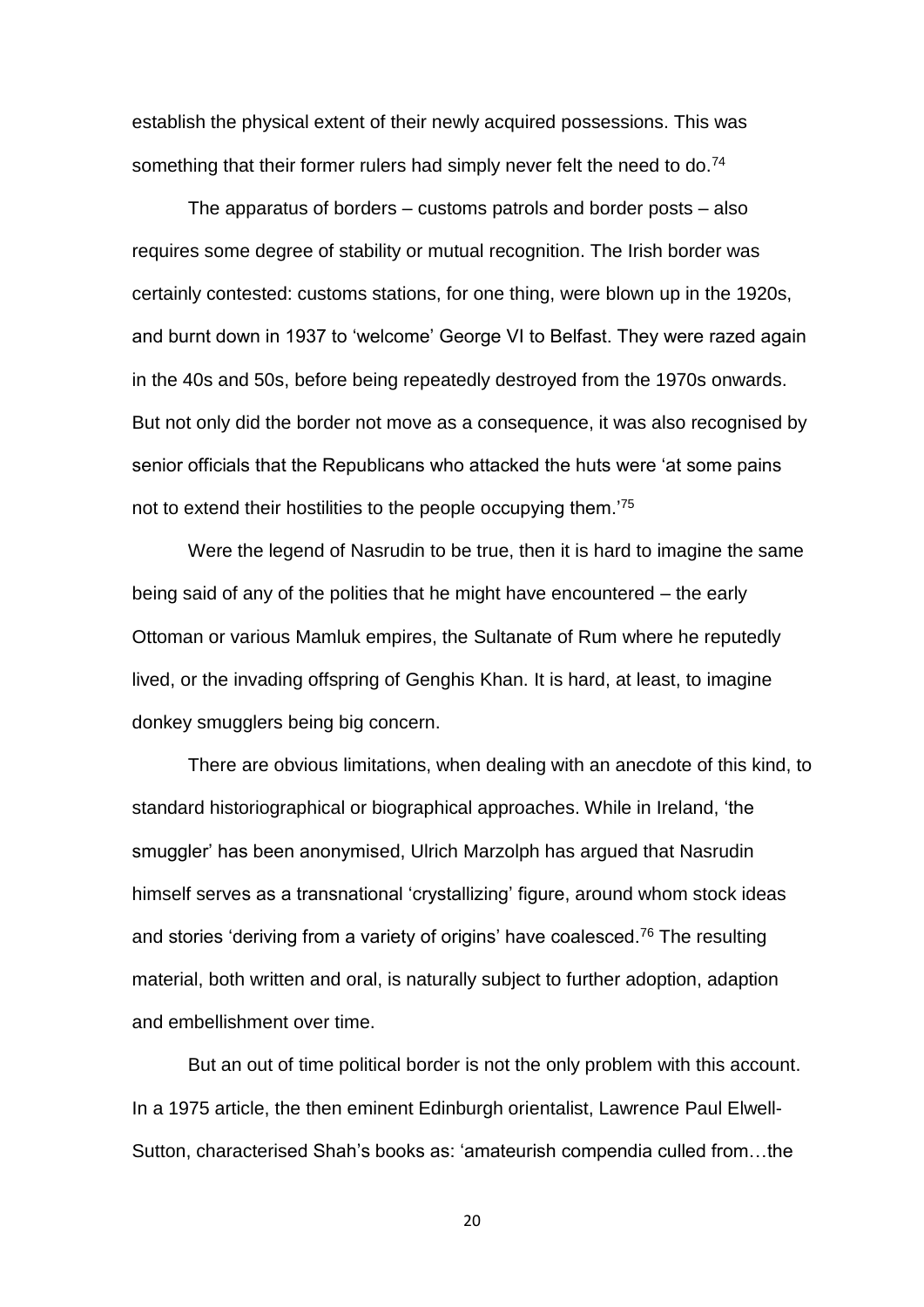establish the physical extent of their newly acquired possessions. This was something that their former rulers had simply never felt the need to do.[74]

The apparatus of borders – customs patrols and border posts – also requires some degree of stability or mutual recognition. The Irish border was certainly contested: customs stations, for one thing, were blown up in the 1920s, and burnt down in 1937 to 'welcome' George VI to Belfast. They were razed again in the 40s and 50s, before being repeatedly destroyed from the 1970s onwards. But not only did the border not move as a consequence, it was also recognised by senior officials that the Republicans who attacked the huts were 'at some pains not to extend their hostilities to the people occupying them.'[75]

Were the legend of Nasrudin to be true, then it is hard to imagine the same being said of any of the polities that he might have encountered – the early Ottoman or various Mamluk empires, the Sultanate of Rum where he reputedly lived, or the invading offspring of Genghis Khan. It is hard, at least, to imagine donkey smugglers being big concern.

There are obvious limitations, when dealing with an anecdote of this kind, to standard historiographical or biographical approaches. While in Ireland, 'the smuggler' has been anonymised, Ulrich Marzolph has argued that Nasrudin himself serves as a transnational 'crystallizing' figure, around whom stock ideas and stories 'deriving from a variety of origins' have coalesced.[76] The resulting material, both written and oral, is naturally subject to further adoption, adaption and embellishment over time.

But an out of time political border is not the only problem with this account. In a 1975 article, the then eminent Edinburgh orientalist, Lawrence Paul Elwell-Sutton, characterised Shah's books as: 'amateurish compendia culled from…the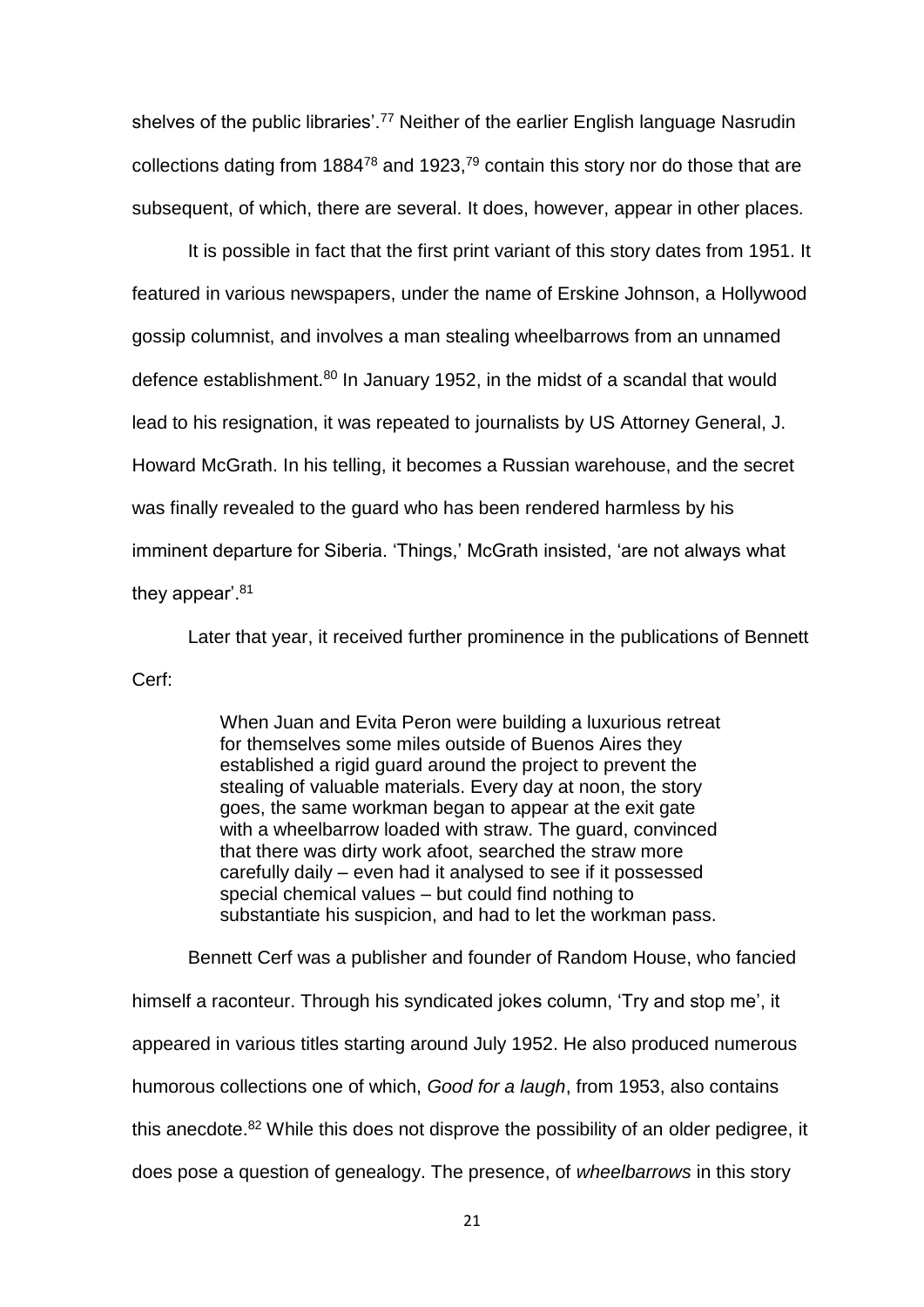shelves of the public libraries'.[77] Neither of the earlier English language Nasrudin collections dating from 1884[78] and 1923,[79] contain this story nor do those that are subsequent, of which, there are several. It does, however, appear in other places.

It is possible in fact that the first print variant of this story dates from 1951. It featured in various newspapers, under the name of Erskine Johnson, a Hollywood gossip columnist, and involves a man stealing wheelbarrows from an unnamed defence establishment.[80] In January 1952, in the midst of a scandal that would lead to his resignation, it was repeated to journalists by US Attorney General, J. Howard McGrath. In his telling, it becomes a Russian warehouse, and the secret was finally revealed to the guard who has been rendered harmless by his imminent departure for Siberia. 'Things,' McGrath insisted, 'are not always what they appear'.[81]

Later that year, it received further prominence in the publications of Bennett Cerf:

> When Juan and Evita Peron were building a luxurious retreat for themselves some miles outside of Buenos Aires they established a rigid guard around the project to prevent the stealing of valuable materials. Every day at noon, the story goes, the same workman began to appear at the exit gate with a wheelbarrow loaded with straw. The guard, convinced that there was dirty work afoot, searched the straw more carefully daily – even had it analysed to see if it possessed special chemical values – but could find nothing to substantiate his suspicion, and had to let the workman pass.

Bennett Cerf was a publisher and founder of Random House, who fancied himself a raconteur. Through his syndicated jokes column, 'Try and stop me', it appeared in various titles starting around July 1952. He also produced numerous humorous collections one of which, *Good for a laugh*, from 1953, also contains this anecdote.[82] While this does not disprove the possibility of an older pedigree, it does pose a question of genealogy. The presence, of *wheelbarrows* in this story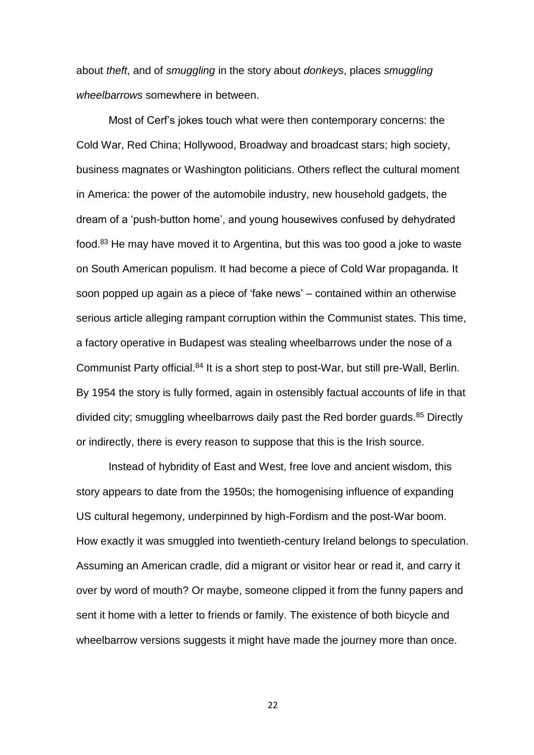about *theft*, and of *smuggling* in the story about *donkeys*, places *smuggling wheelbarrows* somewhere in between.

Most of Cerf's jokes touch what were then contemporary concerns: the Cold War, Red China; Hollywood, Broadway and broadcast stars; high society, business magnates or Washington politicians. Others reflect the cultural moment in America: the power of the automobile industry, new household gadgets, the dream of a 'push-button home', and young housewives confused by dehydrated food.[83] He may have moved it to Argentina, but this was too good a joke to waste on South American populism. It had become a piece of Cold War propaganda. It soon popped up again as a piece of 'fake news' – contained within an otherwise serious article alleging rampant corruption within the Communist states. This time, a factory operative in Budapest was stealing wheelbarrows under the nose of a Communist Party official.[84] It is a short step to post-War, but still pre-Wall, Berlin. By 1954 the story is fully formed, again in ostensibly factual accounts of life in that divided city; smuggling wheelbarrows daily past the Red border guards.[85] Directly or indirectly, there is every reason to suppose that this is the Irish source.

Instead of hybridity of East and West, free love and ancient wisdom, this story appears to date from the 1950s; the homogenising influence of expanding US cultural hegemony, underpinned by high-Fordism and the post-War boom. How exactly it was smuggled into twentieth-century Ireland belongs to speculation. Assuming an American cradle, did a migrant or visitor hear or read it, and carry it over by word of mouth? Or maybe, someone clipped it from the funny papers and sent it home with a letter to friends or family. The existence of both bicycle and wheelbarrow versions suggests it might have made the journey more than once.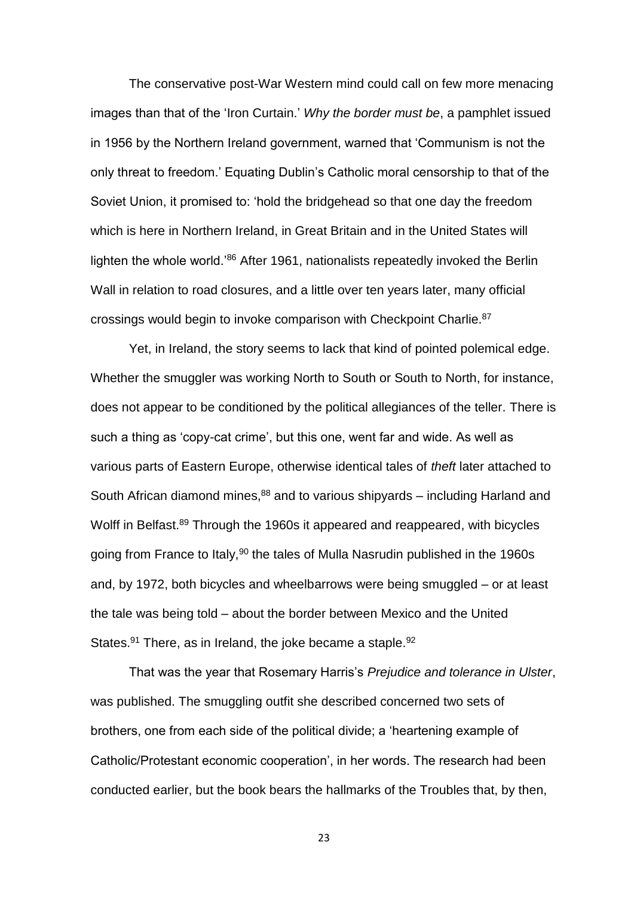The conservative post-War Western mind could call on few more menacing images than that of the 'Iron Curtain.' *Why the border must be*, a pamphlet issued in 1956 by the Northern Ireland government, warned that 'Communism is not the only threat to freedom.' Equating Dublin's Catholic moral censorship to that of the Soviet Union, it promised to: 'hold the bridgehead so that one day the freedom which is here in Northern Ireland, in Great Britain and in the United States will lighten the whole world.'[86] After 1961, nationalists repeatedly invoked the Berlin Wall in relation to road closures, and a little over ten years later, many official crossings would begin to invoke comparison with Checkpoint Charlie.[87]

Yet, in Ireland, the story seems to lack that kind of pointed polemical edge. Whether the smuggler was working North to South or South to North, for instance, does not appear to be conditioned by the political allegiances of the teller. There is such a thing as 'copy-cat crime', but this one, went far and wide. As well as various parts of Eastern Europe, otherwise identical tales of *theft* later attached to South African diamond mines,[88] and to various shipyards – including Harland and Wolff in Belfast.[89] Through the 1960s it appeared and reappeared, with bicycles going from France to Italy,[90] the tales of Mulla Nasrudin published in the 1960s and, by 1972, both bicycles and wheelbarrows were being smuggled – or at least the tale was being told – about the border between Mexico and the United States.[91] There, as in Ireland, the joke became a staple.[92]

That was the year that Rosemary Harris's *Prejudice and tolerance in Ulster*, was published. The smuggling outfit she described concerned two sets of brothers, one from each side of the political divide; a 'heartening example of Catholic/Protestant economic cooperation', in her words. The research had been conducted earlier, but the book bears the hallmarks of the Troubles that, by then,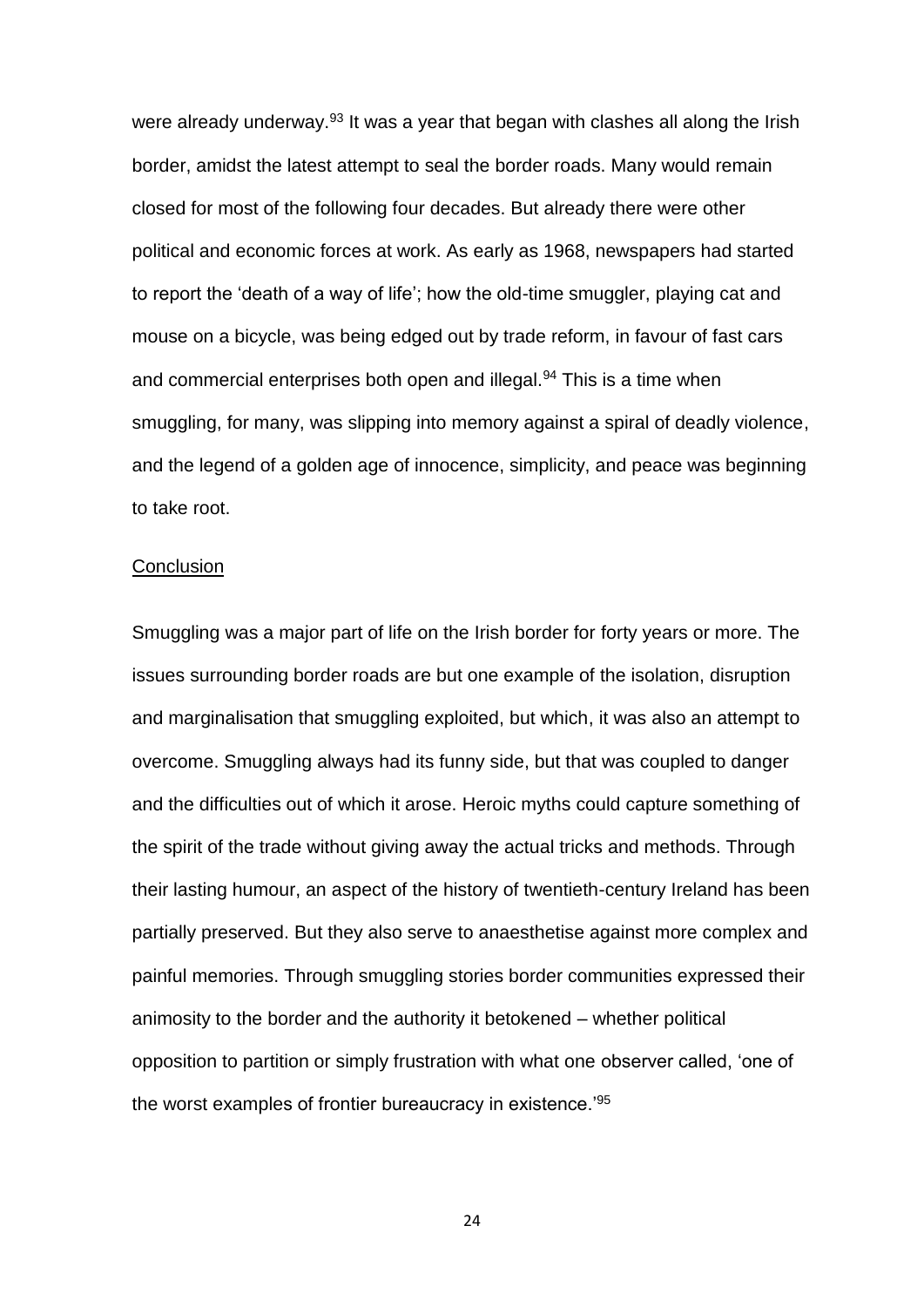were already underway.[93] It was a year that began with clashes all along the Irish border, amidst the latest attempt to seal the border roads. Many would remain closed for most of the following four decades. But already there were other political and economic forces at work. As early as 1968, newspapers had started to report the 'death of a way of life'; how the old-time smuggler, playing cat and mouse on a bicycle, was being edged out by trade reform, in favour of fast cars and commercial enterprises both open and illegal.[94] This is a time when smuggling, for many, was slipping into memory against a spiral of deadly violence, and the legend of a golden age of innocence, simplicity, and peace was beginning to take root.

## Conclusion

Smuggling was a major part of life on the Irish border for forty years or more. The issues surrounding border roads are but one example of the isolation, disruption and marginalisation that smuggling exploited, but which, it was also an attempt to overcome. Smuggling always had its funny side, but that was coupled to danger and the difficulties out of which it arose. Heroic myths could capture something of the spirit of the trade without giving away the actual tricks and methods. Through their lasting humour, an aspect of the history of twentieth-century Ireland has been partially preserved. But they also serve to anaesthetise against more complex and painful memories. Through smuggling stories border communities expressed their animosity to the border and the authority it betokened – whether political opposition to partition or simply frustration with what one observer called, 'one of the worst examples of frontier bureaucracy in existence.'[95]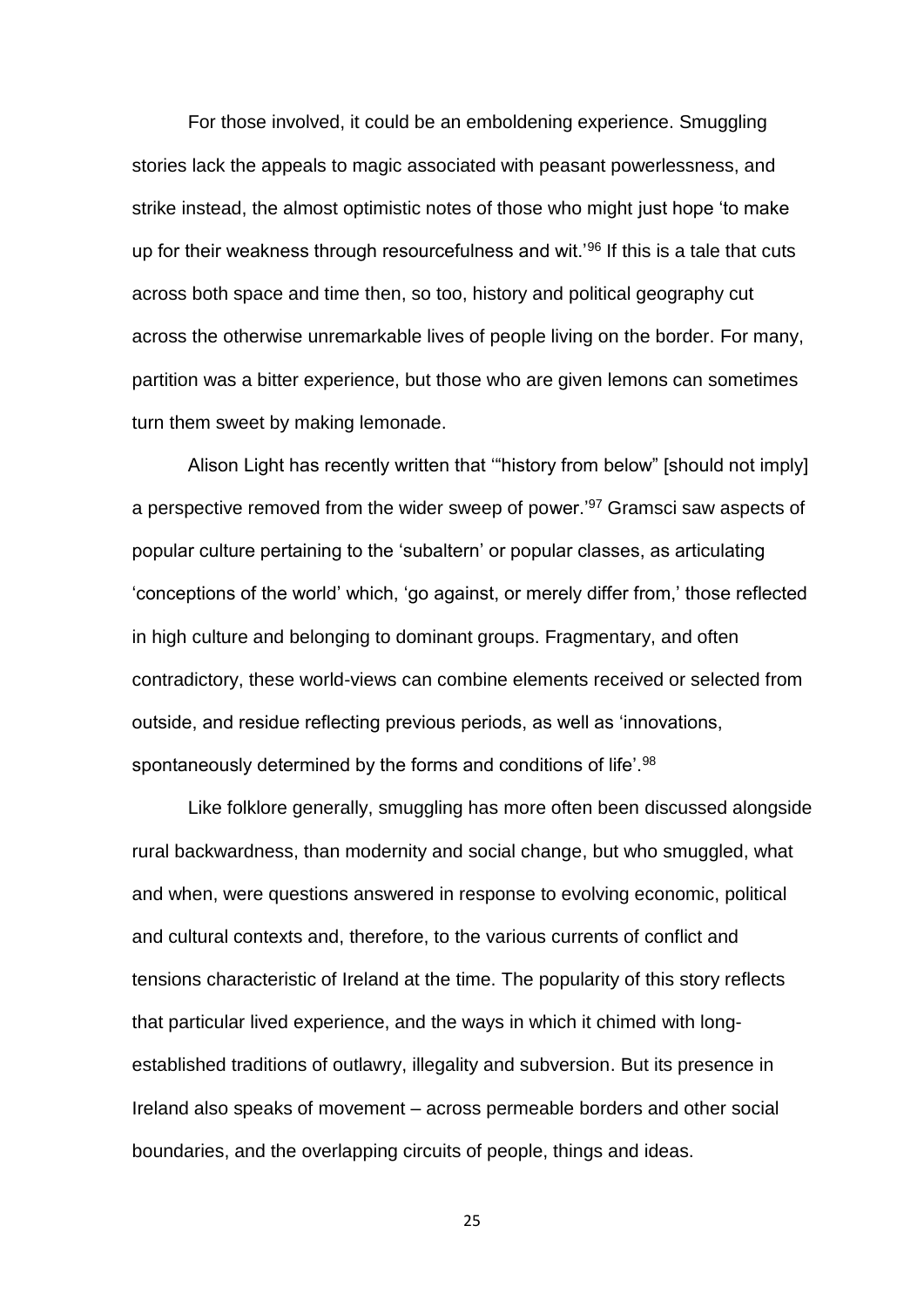For those involved, it could be an emboldening experience. Smuggling stories lack the appeals to magic associated with peasant powerlessness, and strike instead, the almost optimistic notes of those who might just hope 'to make up for their weakness through resourcefulness and wit.'[96] If this is a tale that cuts across both space and time then, so too, history and political geography cut across the otherwise unremarkable lives of people living on the border. For many, partition was a bitter experience, but those who are given lemons can sometimes turn them sweet by making lemonade.

Alison Light has recently written that '"history from below" [should not imply] a perspective removed from the wider sweep of power.'[97] Gramsci saw aspects of popular culture pertaining to the 'subaltern' or popular classes, as articulating 'conceptions of the world' which, 'go against, or merely differ from,' those reflected in high culture and belonging to dominant groups. Fragmentary, and often contradictory, these world-views can combine elements received or selected from outside, and residue reflecting previous periods, as well as 'innovations, spontaneously determined by the forms and conditions of life'.[98]

Like folklore generally, smuggling has more often been discussed alongside rural backwardness, than modernity and social change, but who smuggled, what and when, were questions answered in response to evolving economic, political and cultural contexts and, therefore, to the various currents of conflict and tensions characteristic of Ireland at the time. The popularity of this story reflects that particular lived experience, and the ways in which it chimed with long-established traditions of outlawry, illegality and subversion. But its presence in Ireland also speaks of movement – across permeable borders and other social boundaries, and the overlapping circuits of people, things and ideas.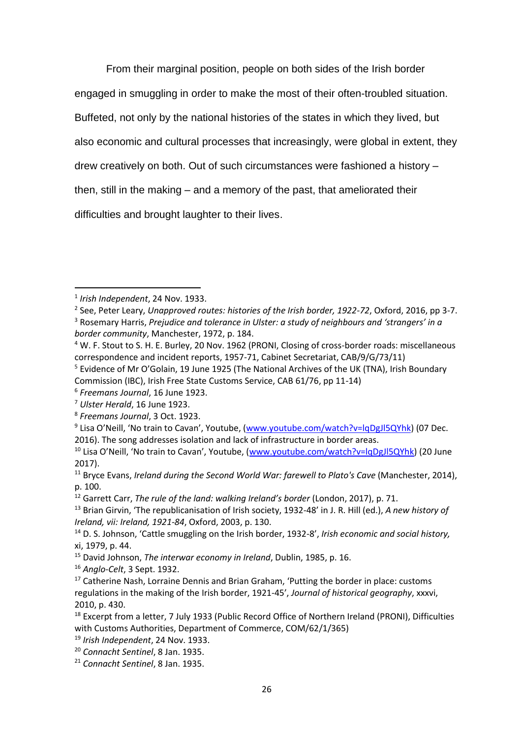From their marginal position, people on both sides of the Irish border engaged in smuggling in order to make the most of their often-troubled situation. Buffeted, not only by the national histories of the states in which they lived, but also economic and cultural processes that increasingly, were global in extent, they drew creatively on both. Out of such circumstances were fashioned a history – then, still in the making – and a memory of the past, that ameliorated their difficulties and brought laughter to their lives.

---

[1] *Irish Independent*, 24 Nov. 1933.

[2] See, Peter Leary, *Unapproved routes: histories of the Irish border, 1922-72*, Oxford, 2016, pp 3-7.

[3] Rosemary Harris, *Prejudice and tolerance in Ulster: a study of neighbours and 'strangers' in a border community*, Manchester, 1972, p. 184.

[4] W. F. Stout to S. H. E. Burley, 20 Nov. 1962 (PRONI, Closing of cross-border roads: miscellaneous correspondence and incident reports, 1957-71, Cabinet Secretariat, CAB/9/G/73/11)

[5] Evidence of Mr O'Golain, 19 June 1925 (The National Archives of the UK (TNA), Irish Boundary Commission (IBC), Irish Free State Customs Service, CAB 61/76, pp 11-14)

[6] *Freemans Journal*, 16 June 1923.

[7] *Ulster Herald*, 16 June 1923.

[8] *Freemans Journal*, 3 Oct. 1923.

[9] Lisa O'Neill, 'No train to Cavan', Youtube, (www.youtube.com/watch?v=lqDgJl5QYhk) (07 Dec. 2016). The song addresses isolation and lack of infrastructure in border areas.

[10] Lisa O'Neill, 'No train to Cavan', Youtube, (www.youtube.com/watch?v=lqDgJl5QYhk) (20 June 2017).

[11] Bryce Evans, *Ireland during the Second World War: farewell to Plato's Cave* (Manchester, 2014), p. 100.

[12] Garrett Carr, *The rule of the land: walking Ireland's border* (London, 2017), p. 71.

[13] Brian Girvin, 'The republicanisation of Irish society, 1932-48' in J. R. Hill (ed.), *A new history of Ireland, vii: Ireland, 1921-84*, Oxford, 2003, p. 130.

[14] D. S. Johnson, 'Cattle smuggling on the Irish border, 1932-8', *Irish economic and social history,* xi, 1979, p. 44.

[15] David Johnson, *The interwar economy in Ireland*, Dublin, 1985, p. 16.

[16] *Anglo-Celt*, 3 Sept. 1932.

[17] Catherine Nash, Lorraine Dennis and Brian Graham, 'Putting the border in place: customs regulations in the making of the Irish border, 1921-45', *Journal of historical geography*, xxxvi, 2010, p. 430.

[18] Excerpt from a letter, 7 July 1933 (Public Record Office of Northern Ireland (PRONI), Difficulties with Customs Authorities, Department of Commerce, COM/62/1/365)

[19] *Irish Independent*, 24 Nov. 1933.

[20] *Connacht Sentinel*, 8 Jan. 1935.

[21] *Connacht Sentinel*, 8 Jan. 1935.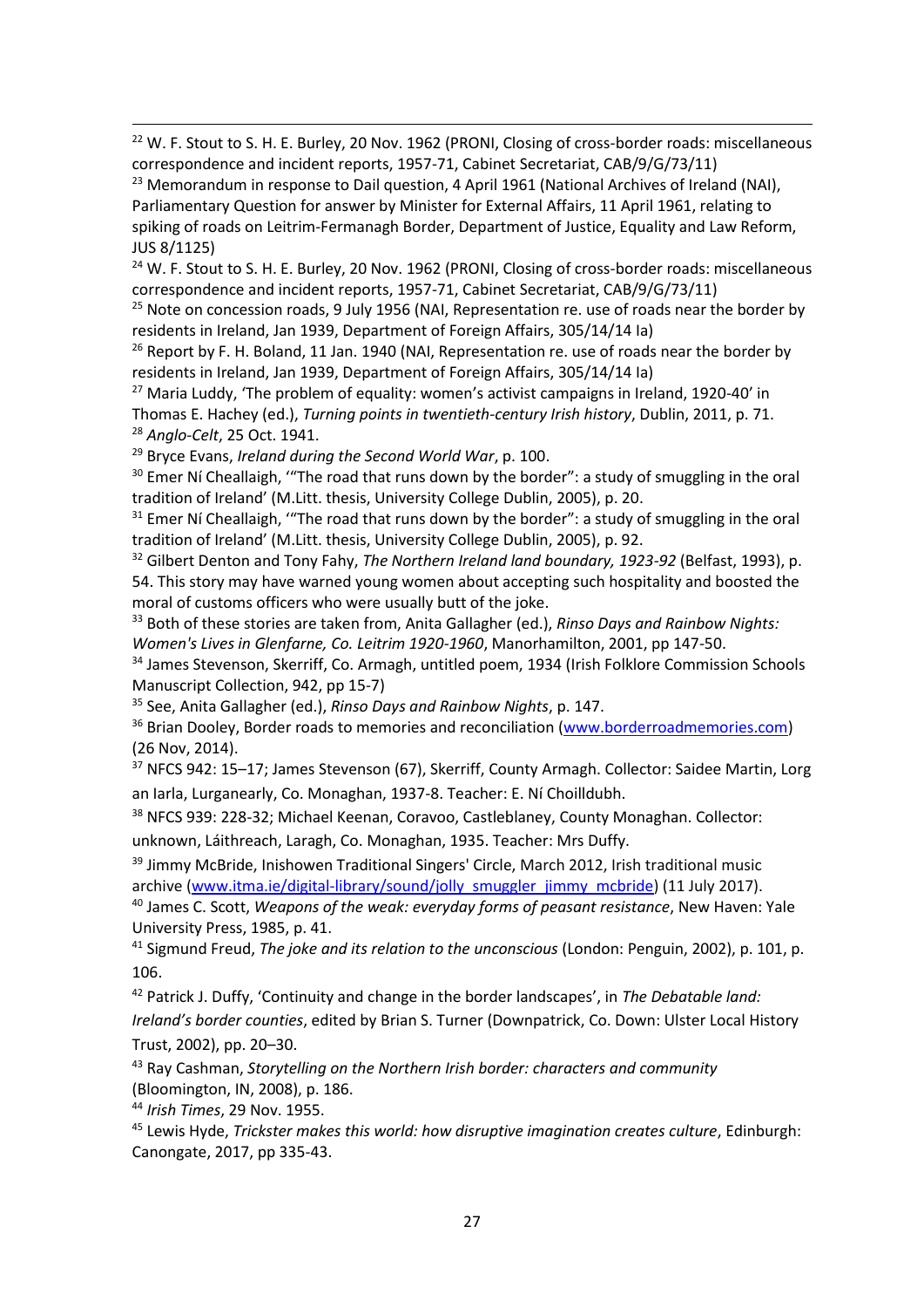[22] W. F. Stout to S. H. E. Burley, 20 Nov. 1962 (PRONI, Closing of cross-border roads: miscellaneous correspondence and incident reports, 1957-71, Cabinet Secretariat, CAB/9/G/73/11)

[23] Memorandum in response to Dail question, 4 April 1961 (National Archives of Ireland (NAI), Parliamentary Question for answer by Minister for External Affairs, 11 April 1961, relating to spiking of roads on Leitrim-Fermanagh Border, Department of Justice, Equality and Law Reform, JUS 8/1125)

[24] W. F. Stout to S. H. E. Burley, 20 Nov. 1962 (PRONI, Closing of cross-border roads: miscellaneous correspondence and incident reports, 1957-71, Cabinet Secretariat, CAB/9/G/73/11)

[25] Note on concession roads, 9 July 1956 (NAI, Representation re. use of roads near the border by residents in Ireland, Jan 1939, Department of Foreign Affairs, 305/14/14 Ia)

[26] Report by F. H. Boland, 11 Jan. 1940 (NAI, Representation re. use of roads near the border by residents in Ireland, Jan 1939, Department of Foreign Affairs, 305/14/14 Ia)

[27] Maria Luddy, 'The problem of equality: women's activist campaigns in Ireland, 1920-40' in Thomas E. Hachey (ed.), *Turning points in twentieth-century Irish history*, Dublin, 2011, p. 71.

[28] *Anglo-Celt*, 25 Oct. 1941.

[29] Bryce Evans, *Ireland during the Second World War*, p. 100.

[30] Emer Ní Cheallaigh, '"The road that runs down by the border": a study of smuggling in the oral tradition of Ireland' (M.Litt. thesis, University College Dublin, 2005), p. 20.

[31] Emer Ní Cheallaigh, '"The road that runs down by the border": a study of smuggling in the oral tradition of Ireland' (M.Litt. thesis, University College Dublin, 2005), p. 92.

[32] Gilbert Denton and Tony Fahy, *The Northern Ireland land boundary, 1923-92* (Belfast, 1993), p. 54. This story may have warned young women about accepting such hospitality and boosted the moral of customs officers who were usually butt of the joke.

[33] Both of these stories are taken from, Anita Gallagher (ed.), *Rinso Days and Rainbow Nights: Women's Lives in Glenfarne, Co. Leitrim 1920-1960*, Manorhamilton, 2001, pp 147-50.

[34] James Stevenson, Skerriff, Co. Armagh, untitled poem, 1934 (Irish Folklore Commission Schools Manuscript Collection, 942, pp 15-7)

[35] See, Anita Gallagher (ed.), *Rinso Days and Rainbow Nights*, p. 147.

[36] Brian Dooley, Border roads to memories and reconciliation (www.borderroadmemories.com) (26 Nov, 2014).

[37] NFCS 942: 15–17; James Stevenson (67), Skerriff, County Armagh. Collector: Saidee Martin, Lorg an Iarla, Lurganearly, Co. Monaghan, 1937-8. Teacher: E. Ní Choilldubh.

[38] NFCS 939: 228-32; Michael Keenan, Coravoo, Castleblaney, County Monaghan. Collector: unknown, Láithreach, Laragh, Co. Monaghan, 1935. Teacher: Mrs Duffy.

[39] Jimmy McBride, Inishowen Traditional Singers' Circle, March 2012, Irish traditional music archive (www.itma.ie/digital-library/sound/jolly_smuggler_jimmy_mcbride) (11 July 2017).

[40] James C. Scott, *Weapons of the weak: everyday forms of peasant resistance*, New Haven: Yale University Press, 1985, p. 41.

[41] Sigmund Freud, *The joke and its relation to the unconscious* (London: Penguin, 2002), p. 101, p. 106.

[42] Patrick J. Duffy, 'Continuity and change in the border landscapes', in *The Debatable land: Ireland's border counties*, edited by Brian S. Turner (Downpatrick, Co. Down: Ulster Local History Trust, 2002), pp. 20–30.

[43] Ray Cashman, *Storytelling on the Northern Irish border: characters and community* (Bloomington, IN, 2008), p. 186.

[44] *Irish Times*, 29 Nov. 1955.

[45] Lewis Hyde, *Trickster makes this world: how disruptive imagination creates culture*, Edinburgh: Canongate, 2017, pp 335-43.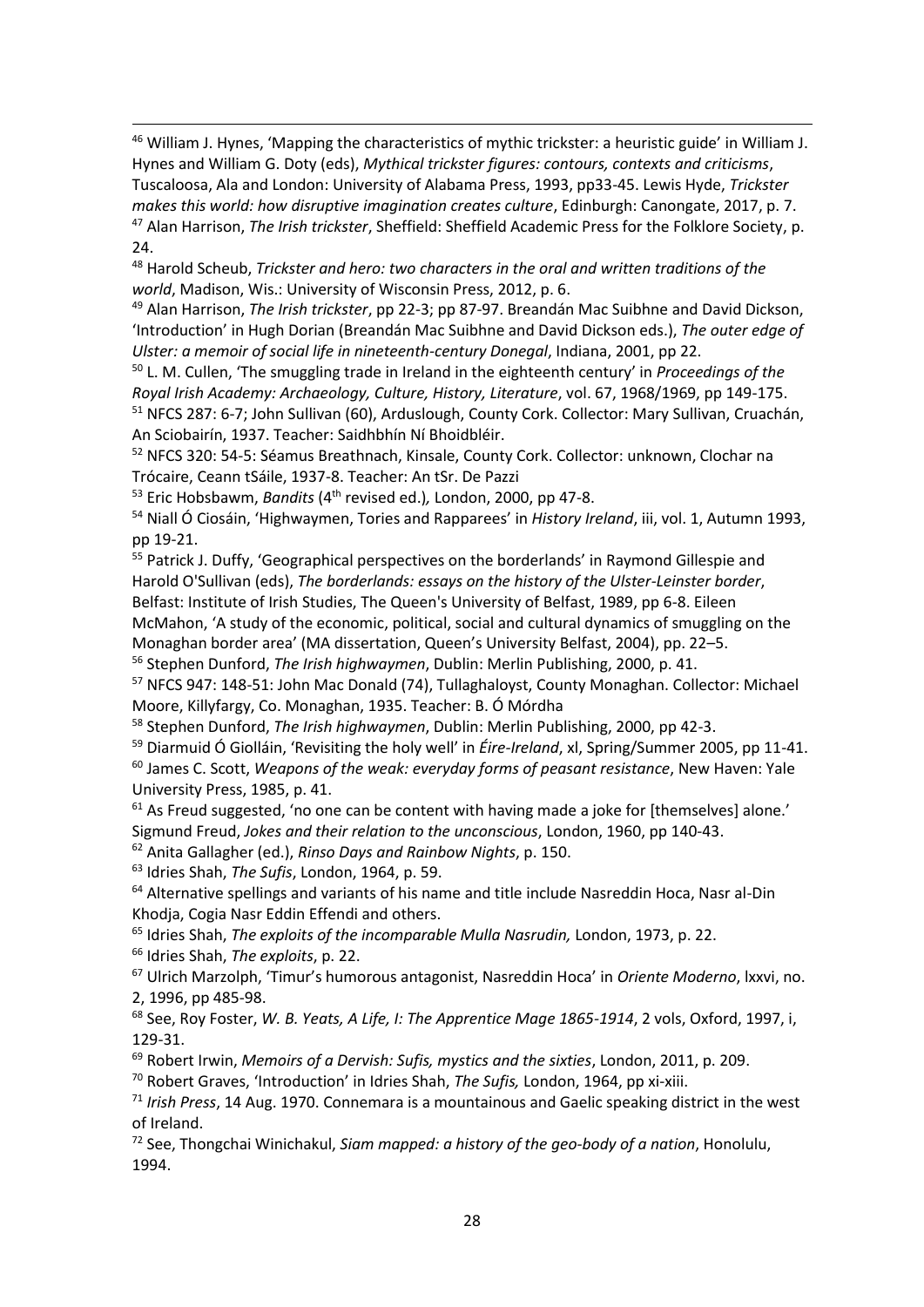[46] William J. Hynes, 'Mapping the characteristics of mythic trickster: a heuristic guide' in William J. Hynes and William G. Doty (eds), *Mythical trickster figures: contours, contexts and criticisms*, Tuscaloosa, Ala and London: University of Alabama Press, 1993, pp33-45. Lewis Hyde, *Trickster makes this world: how disruptive imagination creates culture*, Edinburgh: Canongate, 2017, p. 7.

[47] Alan Harrison, *The Irish trickster*, Sheffield: Sheffield Academic Press for the Folklore Society, p. 24.

[48] Harold Scheub, *Trickster and hero: two characters in the oral and written traditions of the world*, Madison, Wis.: University of Wisconsin Press, 2012, p. 6.

[49] Alan Harrison, *The Irish trickster*, pp 22-3; pp 87-97. Breandán Mac Suibhne and David Dickson, 'Introduction' in Hugh Dorian (Breandán Mac Suibhne and David Dickson eds.), *The outer edge of Ulster: a memoir of social life in nineteenth-century Donegal*, Indiana, 2001, pp 22.

[50] L. M. Cullen, 'The smuggling trade in Ireland in the eighteenth century' in *Proceedings of the Royal Irish Academy: Archaeology, Culture, History, Literature*, vol. 67, 1968/1969, pp 149-175.

[51] NFCS 287: 6-7; John Sullivan (60), Arduslough, County Cork. Collector: Mary Sullivan, Cruachán, An Sciobairín, 1937. Teacher: Saidhbhín Ní Bhoidbléir.

[52] NFCS 320: 54-5: Séamus Breathnach, Kinsale, County Cork. Collector: unknown, Clochar na Trócaire, Ceann tSáile, 1937-8. Teacher: An tSr. De Pazzi

[53] Eric Hobsbawm, *Bandits* (4th revised ed.), London, 2000, pp 47-8.

[54] Niall Ó Ciosáin, 'Highwaymen, Tories and Rapparees' in *History Ireland*, iii, vol. 1, Autumn 1993, pp 19-21.

[55] Patrick J. Duffy, 'Geographical perspectives on the borderlands' in Raymond Gillespie and Harold O'Sullivan (eds), *The borderlands: essays on the history of the Ulster-Leinster border*, Belfast: Institute of Irish Studies, The Queen's University of Belfast, 1989, pp 6-8. Eileen McMahon, 'A study of the economic, political, social and cultural dynamics of smuggling on the Monaghan border area' (MA dissertation, Queen's University Belfast, 2004), pp. 22–5.

[56] Stephen Dunford, *The Irish highwaymen*, Dublin: Merlin Publishing, 2000, p. 41.

[57] NFCS 947: 148-51: John Mac Donald (74), Tullaghaloyst, County Monaghan. Collector: Michael Moore, Killyfargy, Co. Monaghan, 1935. Teacher: B. Ó Mórdha

[58] Stephen Dunford, *The Irish highwaymen*, Dublin: Merlin Publishing, 2000, pp 42-3.

[59] Diarmuid Ó Giolláin, 'Revisiting the holy well' in *Éire-Ireland*, xl, Spring/Summer 2005, pp 11-41.

[60] James C. Scott, *Weapons of the weak: everyday forms of peasant resistance*, New Haven: Yale University Press, 1985, p. 41.

[61] As Freud suggested, 'no one can be content with having made a joke for [themselves] alone.' Sigmund Freud, *Jokes and their relation to the unconscious*, London, 1960, pp 140-43.

[62] Anita Gallagher (ed.), *Rinso Days and Rainbow Nights*, p. 150.

[63] Idries Shah, *The Sufis*, London, 1964, p. 59.

[64] Alternative spellings and variants of his name and title include Nasreddin Hoca, Nasr al-Din Khodja, Cogia Nasr Eddin Effendi and others.

[65] Idries Shah, *The exploits of the incomparable Mulla Nasrudin,* London, 1973, p. 22.

[66] Idries Shah, *The exploits*, p. 22.

[67] Ulrich Marzolph, 'Timur's humorous antagonist, Nasreddin Hoca' in *Oriente Moderno*, lxxvi, no. 2, 1996, pp 485-98.

[68] See, Roy Foster, *W. B. Yeats, A Life, I: The Apprentice Mage 1865-1914*, 2 vols, Oxford, 1997, i, 129-31.

[69] Robert Irwin, *Memoirs of a Dervish: Sufis, mystics and the sixties*, London, 2011, p. 209.

[70] Robert Graves, 'Introduction' in Idries Shah, *The Sufis,* London, 1964, pp xi-xiii.

[71] *Irish Press*, 14 Aug. 1970. Connemara is a mountainous and Gaelic speaking district in the west of Ireland.

[72] See, Thongchai Winichakul, *Siam mapped: a history of the geo-body of a nation*, Honolulu, 1994.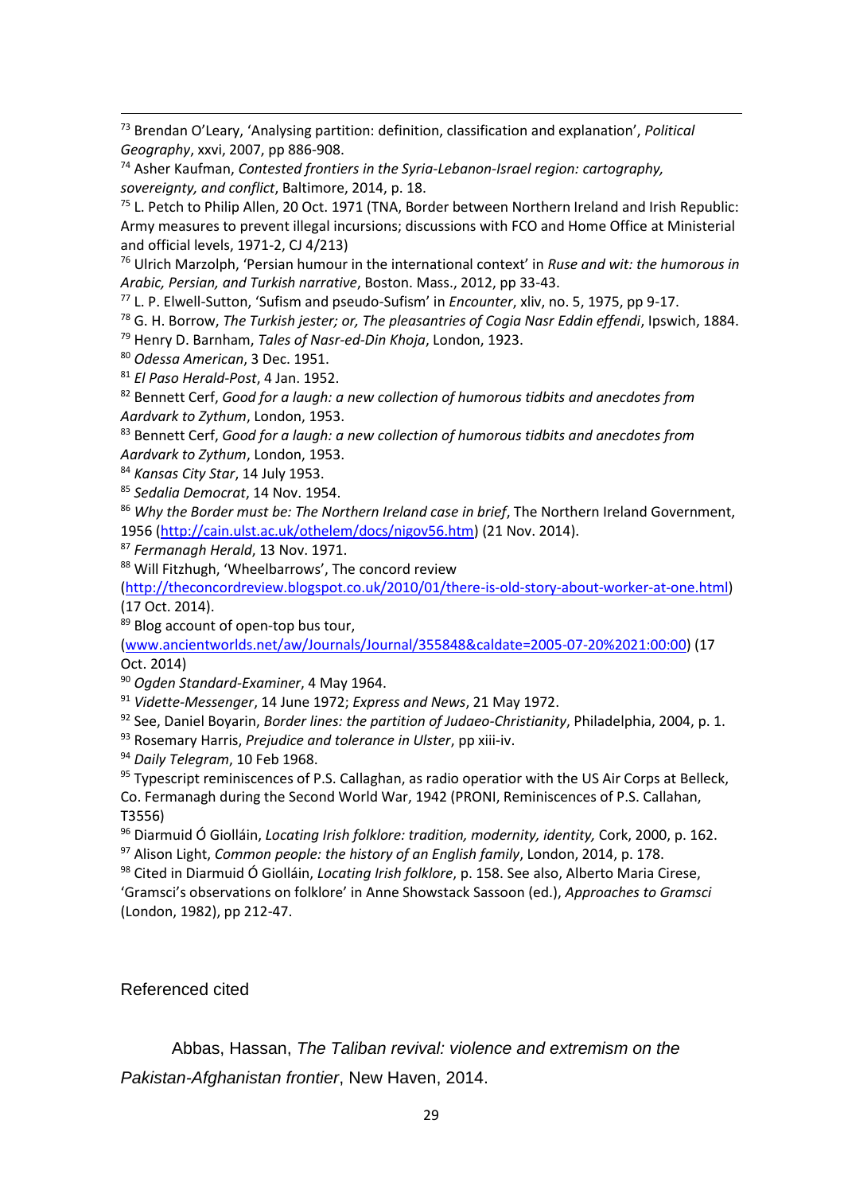[73] Brendan O'Leary, 'Analysing partition: definition, classification and explanation', *Political Geography*, xxvi, 2007, pp 886-908.

[74] Asher Kaufman, *Contested frontiers in the Syria-Lebanon-Israel region: cartography, sovereignty, and conflict*, Baltimore, 2014, p. 18.

[75] L. Petch to Philip Allen, 20 Oct. 1971 (TNA, Border between Northern Ireland and Irish Republic: Army measures to prevent illegal incursions; discussions with FCO and Home Office at Ministerial and official levels, 1971-2, CJ 4/213)

[76] Ulrich Marzolph, 'Persian humour in the international context' in *Ruse and wit: the humorous in Arabic, Persian, and Turkish narrative*, Boston. Mass., 2012, pp 33-43.

[77] L. P. Elwell-Sutton, 'Sufism and pseudo-Sufism' in *Encounter*, xliv, no. 5, 1975, pp 9-17.

[78] G. H. Borrow, *The Turkish jester; or, The pleasantries of Cogia Nasr Eddin effendi*, Ipswich, 1884.

[79] Henry D. Barnham, *Tales of Nasr-ed-Din Khoja*, London, 1923.

[80] *Odessa American*, 3 Dec. 1951.

[81] *El Paso Herald-Post*, 4 Jan. 1952.

[82] Bennett Cerf, *Good for a laugh: a new collection of humorous tidbits and anecdotes from Aardvark to Zythum*, London, 1953.

[83] Bennett Cerf, *Good for a laugh: a new collection of humorous tidbits and anecdotes from Aardvark to Zythum*, London, 1953.

[84] *Kansas City Star*, 14 July 1953.

[85] *Sedalia Democrat*, 14 Nov. 1954.

[86] *Why the Border must be: The Northern Ireland case in brief*, The Northern Ireland Government, 1956 (http://cain.ulst.ac.uk/othelem/docs/nigov56.htm) (21 Nov. 2014).

[87] *Fermanagh Herald*, 13 Nov. 1971.

[88] Will Fitzhugh, 'Wheelbarrows', The concord review (http://theconcordreview.blogspot.co.uk/2010/01/there-is-old-story-about-worker-at-one.html) (17 Oct. 2014).

[89] Blog account of open-top bus tour, (www.ancientworlds.net/aw/Journals/Journal/355848&caldate=2005-07-20%2021:00:00) (17 Oct. 2014)

[90] *Ogden Standard-Examiner*, 4 May 1964.

[91] *Vidette-Messenger*, 14 June 1972; *Express and News*, 21 May 1972.

[92] See, Daniel Boyarin, *Border lines: the partition of Judaeo-Christianity*, Philadelphia, 2004, p. 1.

[93] Rosemary Harris, *Prejudice and tolerance in Ulster*, pp xiii-iv.

[94] *Daily Telegram*, 10 Feb 1968.

[95] Typescript reminiscences of P.S. Callaghan, as radio operatior with the US Air Corps at Belleck, Co. Fermanagh during the Second World War, 1942 (PRONI, Reminiscences of P.S. Callahan, T3556)

[96] Diarmuid Ó Giolláin, *Locating Irish folklore: tradition, modernity, identity,* Cork, 2000, p. 162.

[97] Alison Light, *Common people: the history of an English family*, London, 2014, p. 178.

[98] Cited in Diarmuid Ó Giolláin, *Locating Irish folklore*, p. 158. See also, Alberto Maria Cirese, 'Gramsci's observations on folklore' in Anne Showstack Sassoon (ed.), *Approaches to Gramsci* (London, 1982), pp 212-47.

## Referenced cited

Abbas, Hassan, *The Taliban revival: violence and extremism on the Pakistan-Afghanistan frontier*, New Haven, 2014.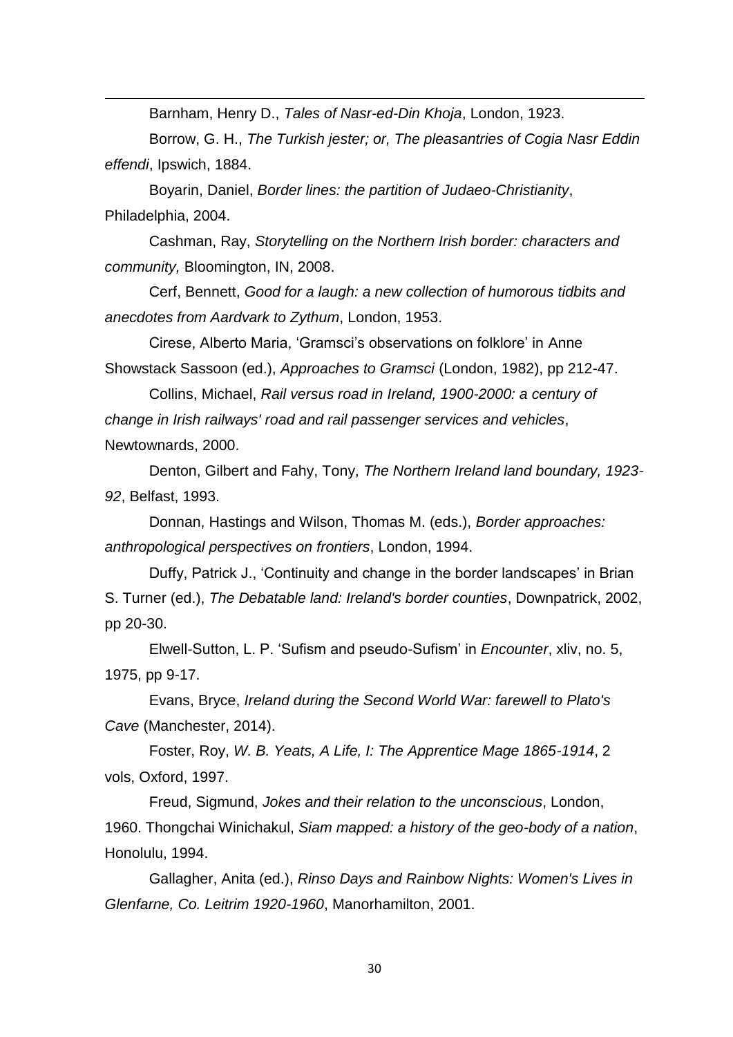Barnham, Henry D., *Tales of Nasr-ed-Din Khoja*, London, 1923.

Borrow, G. H., *The Turkish jester; or, The pleasantries of Cogia Nasr Eddin effendi*, Ipswich, 1884.

Boyarin, Daniel, *Border lines: the partition of Judaeo-Christianity*, Philadelphia, 2004.

Cashman, Ray, *Storytelling on the Northern Irish border: characters and community,* Bloomington, IN, 2008.

Cerf, Bennett, *Good for a laugh: a new collection of humorous tidbits and anecdotes from Aardvark to Zythum*, London, 1953.

Cirese, Alberto Maria, 'Gramsci's observations on folklore' in Anne Showstack Sassoon (ed.), *Approaches to Gramsci* (London, 1982), pp 212-47.

Collins, Michael, *Rail versus road in Ireland, 1900-2000: a century of change in Irish railways' road and rail passenger services and vehicles*, Newtownards, 2000.

Denton, Gilbert and Fahy, Tony, *The Northern Ireland land boundary, 1923-92*, Belfast, 1993.

Donnan, Hastings and Wilson, Thomas M. (eds.), *Border approaches: anthropological perspectives on frontiers*, London, 1994.

Duffy, Patrick J., 'Continuity and change in the border landscapes' in Brian S. Turner (ed.), *The Debatable land: Ireland's border counties*, Downpatrick, 2002, pp 20-30.

Elwell-Sutton, L. P. 'Sufism and pseudo-Sufism' in *Encounter*, xliv, no. 5, 1975, pp 9-17.

Evans, Bryce, *Ireland during the Second World War: farewell to Plato's Cave* (Manchester, 2014).

Foster, Roy, *W. B. Yeats, A Life, I: The Apprentice Mage 1865-1914*, 2 vols, Oxford, 1997.

Freud, Sigmund, *Jokes and their relation to the unconscious*, London, 1960. Thongchai Winichakul, *Siam mapped: a history of the geo-body of a nation*, Honolulu, 1994.

Gallagher, Anita (ed.), *Rinso Days and Rainbow Nights: Women's Lives in Glenfarne, Co. Leitrim 1920-1960*, Manorhamilton, 2001.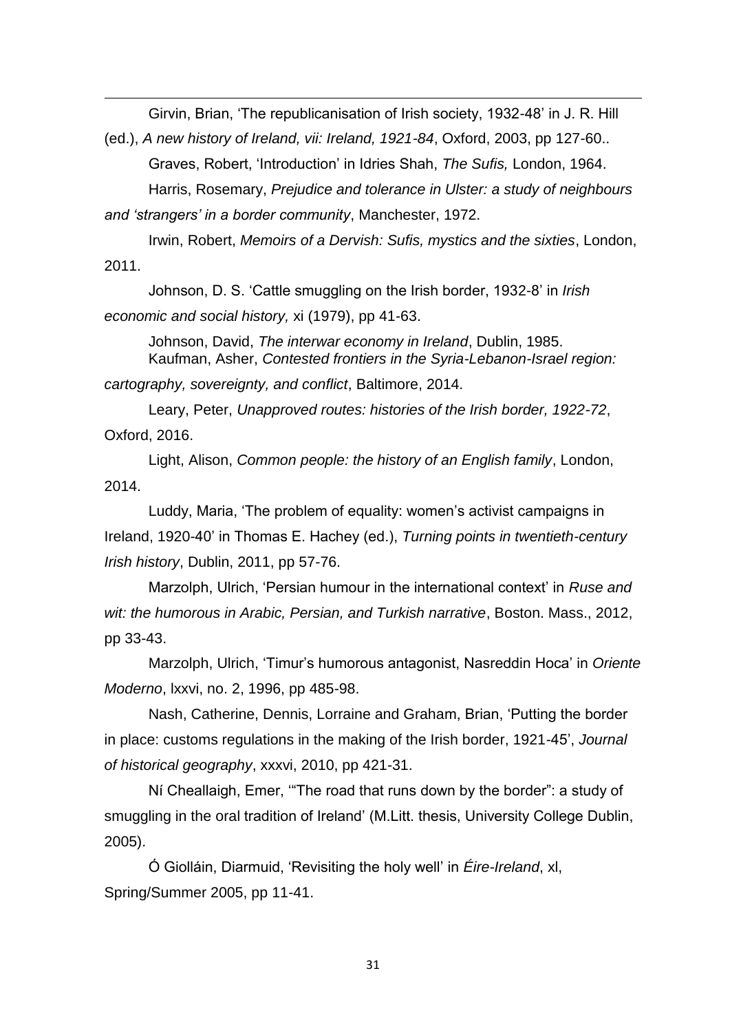Girvin, Brian, 'The republicanisation of Irish society, 1932-48' in J. R. Hill (ed.), *A new history of Ireland, vii: Ireland, 1921-84*, Oxford, 2003, pp 127-60..

Graves, Robert, 'Introduction' in Idries Shah, *The Sufis,* London, 1964.

Harris, Rosemary, *Prejudice and tolerance in Ulster: a study of neighbours and 'strangers' in a border community*, Manchester, 1972.

Irwin, Robert, *Memoirs of a Dervish: Sufis, mystics and the sixties*, London, 2011.

Johnson, D. S. 'Cattle smuggling on the Irish border, 1932-8' in *Irish economic and social history,* xi (1979), pp 41-63.

Johnson, David, *The interwar economy in Ireland*, Dublin, 1985.

Kaufman, Asher, *Contested frontiers in the Syria-Lebanon-Israel region: cartography, sovereignty, and conflict*, Baltimore, 2014.

Leary, Peter, *Unapproved routes: histories of the Irish border, 1922-72*, Oxford, 2016.

Light, Alison, *Common people: the history of an English family*, London, 2014.

Luddy, Maria, 'The problem of equality: women's activist campaigns in Ireland, 1920-40' in Thomas E. Hachey (ed.), *Turning points in twentieth-century Irish history*, Dublin, 2011, pp 57-76.

Marzolph, Ulrich, 'Persian humour in the international context' in *Ruse and wit: the humorous in Arabic, Persian, and Turkish narrative*, Boston. Mass., 2012, pp 33-43.

Marzolph, Ulrich, 'Timur's humorous antagonist, Nasreddin Hoca' in *Oriente Moderno*, lxxvi, no. 2, 1996, pp 485-98.

Nash, Catherine, Dennis, Lorraine and Graham, Brian, 'Putting the border in place: customs regulations in the making of the Irish border, 1921-45', *Journal of historical geography*, xxxvi, 2010, pp 421-31.

Ní Cheallaigh, Emer, '"The road that runs down by the border": a study of smuggling in the oral tradition of Ireland' (M.Litt. thesis, University College Dublin, 2005).

Ó Giolláin, Diarmuid, 'Revisiting the holy well' in *Éire-Ireland*, xl, Spring/Summer 2005, pp 11-41.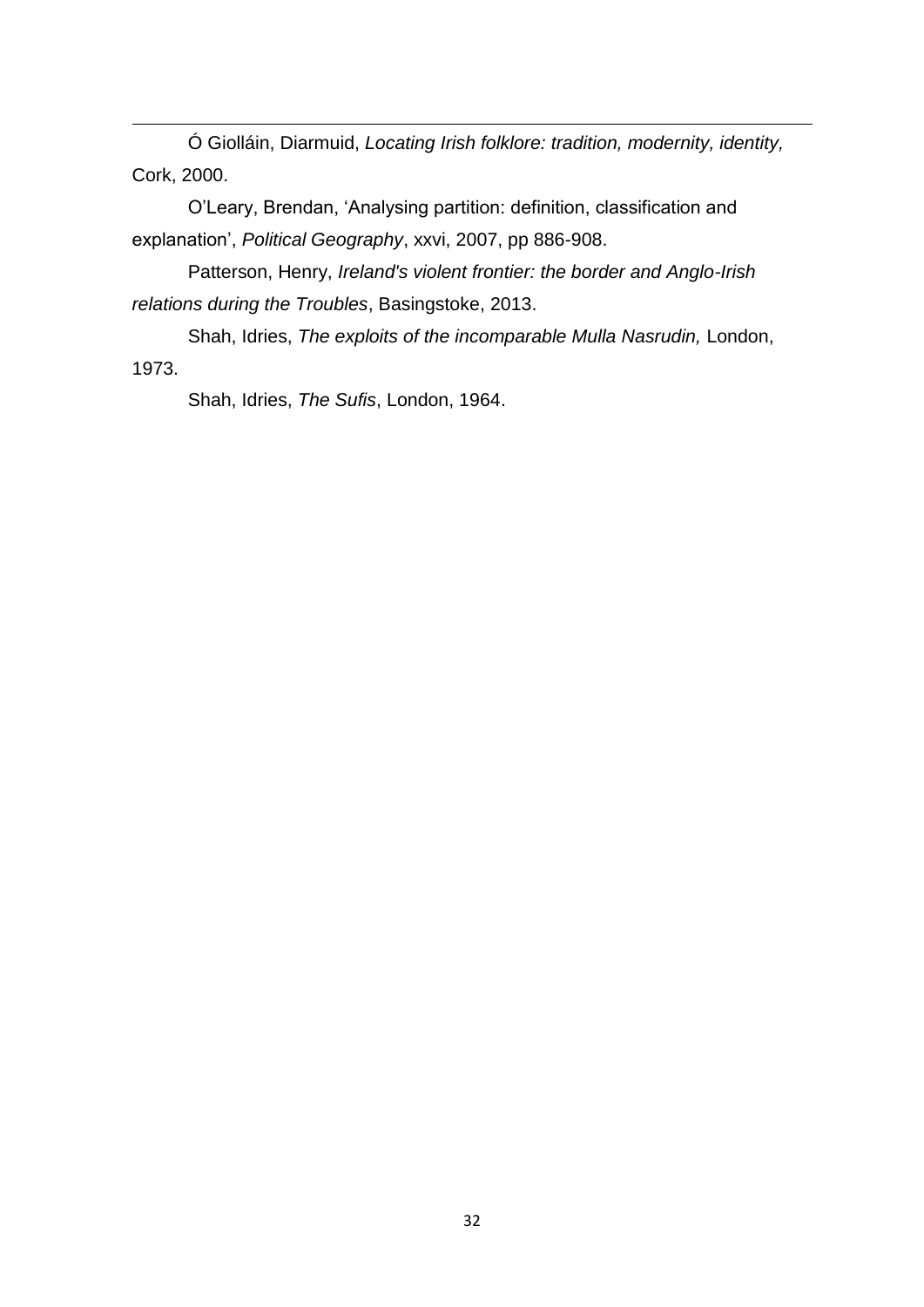Ó Giolláin, Diarmuid, *Locating Irish folklore: tradition, modernity, identity,* Cork, 2000.

O'Leary, Brendan, 'Analysing partition: definition, classification and explanation', *Political Geography*, xxvi, 2007, pp 886-908.

Patterson, Henry, *Ireland's violent frontier: the border and Anglo-Irish relations during the Troubles*, Basingstoke, 2013.

Shah, Idries, *The exploits of the incomparable Mulla Nasrudin,* London, 1973.

Shah, Idries, *The Sufis*, London, 1964.